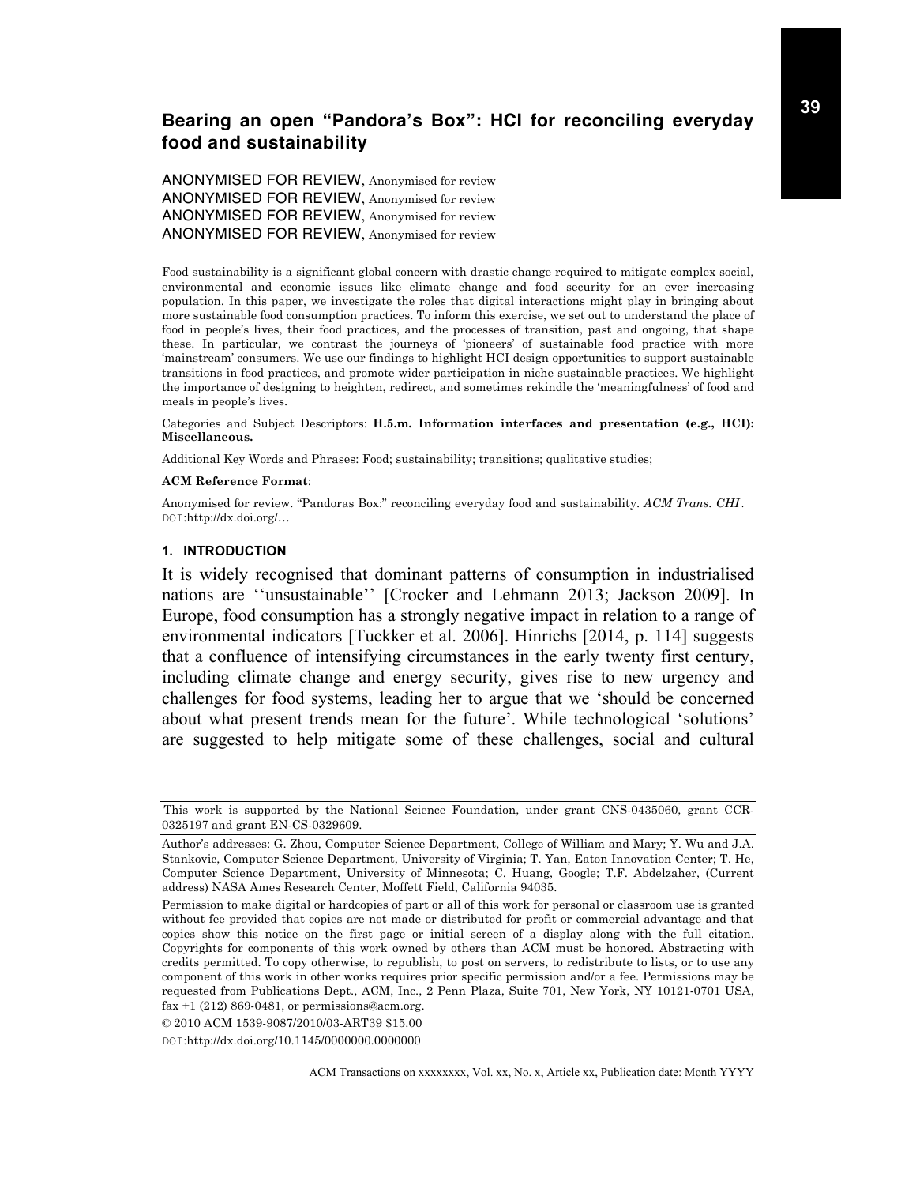# Bearing an open "Pandora's Box": HCI for reconciling everyday food and sustainability

ANONYMISED FOR REVIEW, Anonymised for review
ANONYMISED FOR REVIEW, Anonymised for review
ANONYMISED FOR REVIEW, Anonymised for review
ANONYMISED FOR REVIEW, Anonymised for review

Food sustainability is a significant global concern with drastic change required to mitigate complex social, environmental and economic issues like climate change and food security for an ever increasing population. In this paper, we investigate the roles that digital interactions might play in bringing about more sustainable food consumption practices. To inform this exercise, we set out to understand the place of food in people's lives, their food practices, and the processes of transition, past and ongoing, that shape these. In particular, we contrast the journeys of 'pioneers' of sustainable food practice with more 'mainstream' consumers. We use our findings to highlight HCI design opportunities to support sustainable transitions in food practices, and promote wider participation in niche sustainable practices. We highlight the importance of designing to heighten, redirect, and sometimes rekindle the 'meaningfulness' of food and meals in people's lives.

Categories and Subject Descriptors: **H.5.m. Information interfaces and presentation (e.g., HCI): Miscellaneous.**

Additional Key Words and Phrases: Food; sustainability; transitions; qualitative studies;

**ACM Reference Format**:

Anonymised for review. "Pandoras Box:" reconciling everyday food and sustainability. *ACM Trans. CHI*. DOI:http://dx.doi.org/…

## 1. INTRODUCTION

It is widely recognised that dominant patterns of consumption in industrialised nations are ''unsustainable'' [Crocker and Lehmann 2013; Jackson 2009]. In Europe, food consumption has a strongly negative impact in relation to a range of environmental indicators [Tuckker et al. 2006]. Hinrichs [2014, p. 114] suggests that a confluence of intensifying circumstances in the early twenty first century, including climate change and energy security, gives rise to new urgency and challenges for food systems, leading her to argue that we 'should be concerned about what present trends mean for the future'. While technological 'solutions' are suggested to help mitigate some of these challenges, social and cultural

---

This work is supported by the National Science Foundation, under grant CNS-0435060, grant CCR-0325197 and grant EN-CS-0329609.

Author's addresses: G. Zhou, Computer Science Department, College of William and Mary; Y. Wu and J.A. Stankovic, Computer Science Department, University of Virginia; T. Yan, Eaton Innovation Center; T. He, Computer Science Department, University of Minnesota; C. Huang, Google; T.F. Abdelzaher, (Current address) NASA Ames Research Center, Moffett Field, California 94035.

Permission to make digital or hardcopies of part or all of this work for personal or classroom use is granted without fee provided that copies are not made or distributed for profit or commercial advantage and that copies show this notice on the first page or initial screen of a display along with the full citation. Copyrights for components of this work owned by others than ACM must be honored. Abstracting with credits permitted. To copy otherwise, to republish, to post on servers, to redistribute to lists, or to use any component of this work in other works requires prior specific permission and/or a fee. Permissions may be requested from Publications Dept., ACM, Inc., 2 Penn Plaza, Suite 701, New York, NY 10121-0701 USA, fax +1 (212) 869-0481, or permissions@acm.org.

© 2010 ACM 1539-9087/2010/03-ART39 $15.00

DOI:http://dx.doi.org/10.1145/0000000.0000000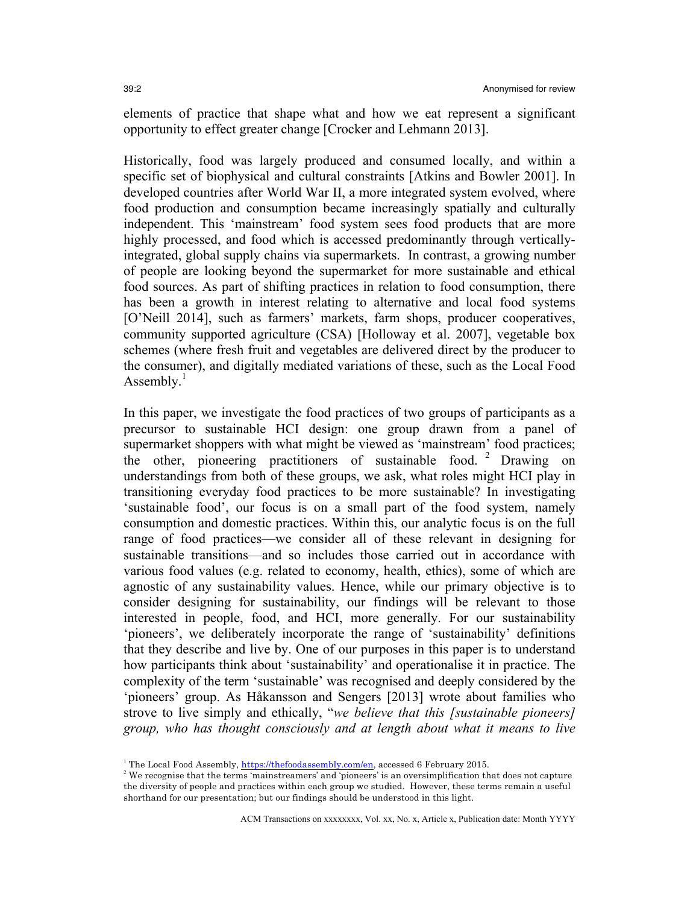elements of practice that shape what and how we eat represent a significant opportunity to effect greater change [Crocker and Lehmann 2013].

Historically, food was largely produced and consumed locally, and within a specific set of biophysical and cultural constraints [Atkins and Bowler 2001]. In developed countries after World War II, a more integrated system evolved, where food production and consumption became increasingly spatially and culturally independent. This 'mainstream' food system sees food products that are more highly processed, and food which is accessed predominantly through vertically-integrated, global supply chains via supermarkets. In contrast, a growing number of people are looking beyond the supermarket for more sustainable and ethical food sources. As part of shifting practices in relation to food consumption, there has been a growth in interest relating to alternative and local food systems [O'Neill 2014], such as farmers' markets, farm shops, producer cooperatives, community supported agriculture (CSA) [Holloway et al. 2007], vegetable box schemes (where fresh fruit and vegetables are delivered direct by the producer to the consumer), and digitally mediated variations of these, such as the Local Food Assembly.[1]

In this paper, we investigate the food practices of two groups of participants as a precursor to sustainable HCI design: one group drawn from a panel of supermarket shoppers with what might be viewed as 'mainstream' food practices; the other, pioneering practitioners of sustainable food.[2] Drawing on understandings from both of these groups, we ask, what roles might HCI play in transitioning everyday food practices to be more sustainable? In investigating 'sustainable food', our focus is on a small part of the food system, namely consumption and domestic practices. Within this, our analytic focus is on the full range of food practices—we consider all of these relevant in designing for sustainable transitions—and so includes those carried out in accordance with various food values (e.g. related to economy, health, ethics), some of which are agnostic of any sustainability values. Hence, while our primary objective is to consider designing for sustainability, our findings will be relevant to those interested in people, food, and HCI, more generally. For our sustainability 'pioneers', we deliberately incorporate the range of 'sustainability' definitions that they describe and live by. One of our purposes in this paper is to understand how participants think about 'sustainability' and operationalise it in practice. The complexity of the term 'sustainable' was recognised and deeply considered by the 'pioneers' group. As Håkansson and Sengers [2013] wrote about families who strove to live simply and ethically, "*we believe that this [sustainable pioneers] group, who has thought consciously and at length about what it means to live*

[1] The Local Food Assembly, https://thefoodassembly.com/en, accessed 6 February 2015.
[2] We recognise that the terms 'mainstreamers' and 'pioneers' is an oversimplification that does not capture the diversity of people and practices within each group we studied. However, these terms remain a useful shorthand for our presentation; but our findings should be understood in this light.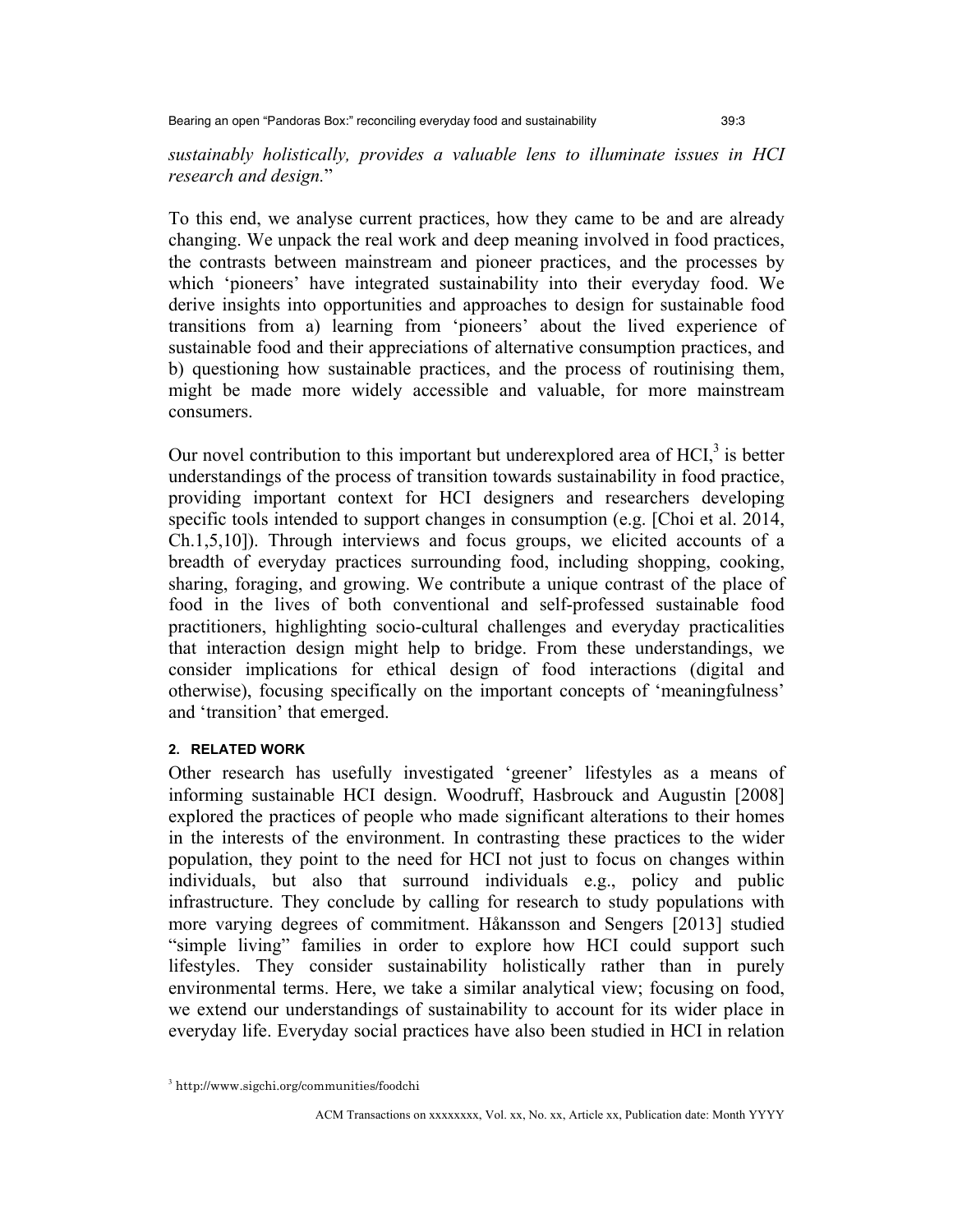*sustainably holistically, provides a valuable lens to illuminate issues in HCI research and design.*"

To this end, we analyse current practices, how they came to be and are already changing. We unpack the real work and deep meaning involved in food practices, the contrasts between mainstream and pioneer practices, and the processes by which 'pioneers' have integrated sustainability into their everyday food. We derive insights into opportunities and approaches to design for sustainable food transitions from a) learning from 'pioneers' about the lived experience of sustainable food and their appreciations of alternative consumption practices, and b) questioning how sustainable practices, and the process of routinising them, might be made more widely accessible and valuable, for more mainstream consumers.

Our novel contribution to this important but underexplored area of HCI,[3] is better understandings of the process of transition towards sustainability in food practice, providing important context for HCI designers and researchers developing specific tools intended to support changes in consumption (e.g. [Choi et al. 2014, Ch.1,5,10]). Through interviews and focus groups, we elicited accounts of a breadth of everyday practices surrounding food, including shopping, cooking, sharing, foraging, and growing. We contribute a unique contrast of the place of food in the lives of both conventional and self-professed sustainable food practitioners, highlighting socio-cultural challenges and everyday practicalities that interaction design might help to bridge. From these understandings, we consider implications for ethical design of food interactions (digital and otherwise), focusing specifically on the important concepts of 'meaningfulness' and 'transition' that emerged.

## 2. RELATED WORK

Other research has usefully investigated 'greener' lifestyles as a means of informing sustainable HCI design. Woodruff, Hasbrouck and Augustin [2008] explored the practices of people who made significant alterations to their homes in the interests of the environment. In contrasting these practices to the wider population, they point to the need for HCI not just to focus on changes within individuals, but also that surround individuals e.g., policy and public infrastructure. They conclude by calling for research to study populations with more varying degrees of commitment. Håkansson and Sengers [2013] studied "simple living" families in order to explore how HCI could support such lifestyles. They consider sustainability holistically rather than in purely environmental terms. Here, we take a similar analytical view; focusing on food, we extend our understandings of sustainability to account for its wider place in everyday life. Everyday social practices have also been studied in HCI in relation

[3] http://www.sigchi.org/communities/foodchi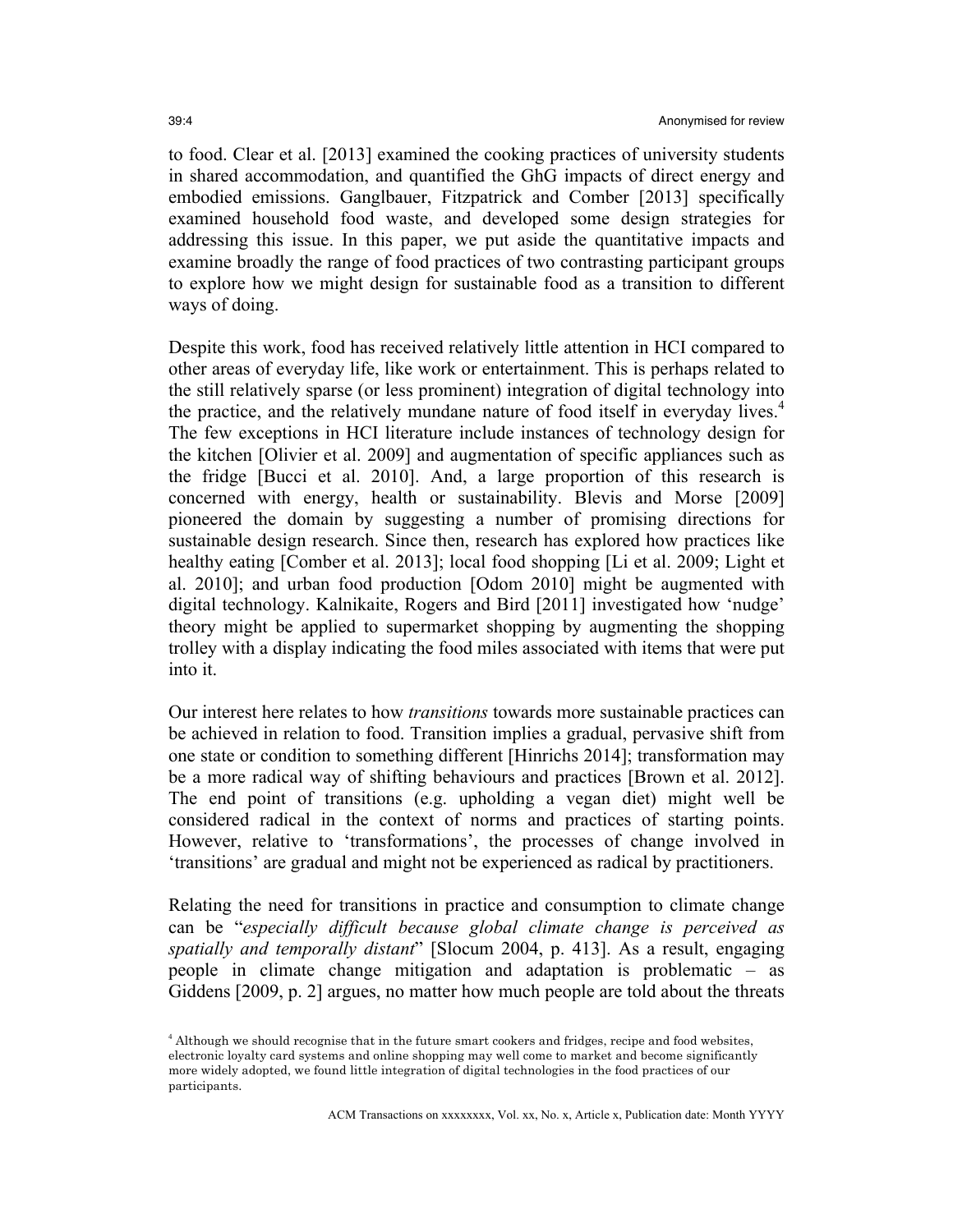to food. Clear et al. [2013] examined the cooking practices of university students in shared accommodation, and quantified the GhG impacts of direct energy and embodied emissions. Ganglbauer, Fitzpatrick and Comber [2013] specifically examined household food waste, and developed some design strategies for addressing this issue. In this paper, we put aside the quantitative impacts and examine broadly the range of food practices of two contrasting participant groups to explore how we might design for sustainable food as a transition to different ways of doing.

Despite this work, food has received relatively little attention in HCI compared to other areas of everyday life, like work or entertainment. This is perhaps related to the still relatively sparse (or less prominent) integration of digital technology into the practice, and the relatively mundane nature of food itself in everyday lives.[4] The few exceptions in HCI literature include instances of technology design for the kitchen [Olivier et al. 2009] and augmentation of specific appliances such as the fridge [Bucci et al. 2010]. And, a large proportion of this research is concerned with energy, health or sustainability. Blevis and Morse [2009] pioneered the domain by suggesting a number of promising directions for sustainable design research. Since then, research has explored how practices like healthy eating [Comber et al. 2013]; local food shopping [Li et al. 2009; Light et al. 2010]; and urban food production [Odom 2010] might be augmented with digital technology. Kalnikaite, Rogers and Bird [2011] investigated how 'nudge' theory might be applied to supermarket shopping by augmenting the shopping trolley with a display indicating the food miles associated with items that were put into it.

Our interest here relates to how *transitions* towards more sustainable practices can be achieved in relation to food. Transition implies a gradual, pervasive shift from one state or condition to something different [Hinrichs 2014]; transformation may be a more radical way of shifting behaviours and practices [Brown et al. 2012]. The end point of transitions (e.g. upholding a vegan diet) might well be considered radical in the context of norms and practices of starting points. However, relative to 'transformations', the processes of change involved in 'transitions' are gradual and might not be experienced as radical by practitioners.

Relating the need for transitions in practice and consumption to climate change can be "*especially difficult because global climate change is perceived as spatially and temporally distant*" [Slocum 2004, p. 413]. As a result, engaging people in climate change mitigation and adaptation is problematic – as Giddens [2009, p. 2] argues, no matter how much people are told about the threats

[4] Although we should recognise that in the future smart cookers and fridges, recipe and food websites, electronic loyalty card systems and online shopping may well come to market and become significantly more widely adopted, we found little integration of digital technologies in the food practices of our participants.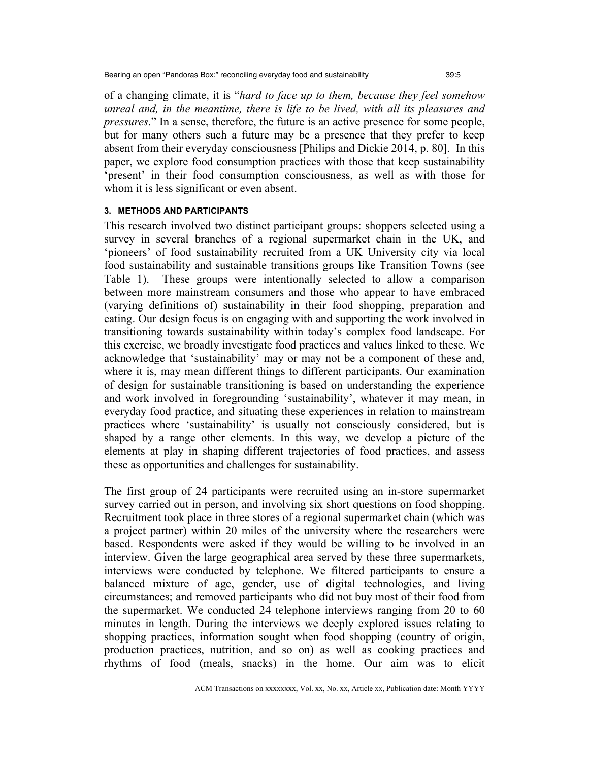of a changing climate, it is "*hard to face up to them, because they feel somehow unreal and, in the meantime, there is life to be lived, with all its pleasures and pressures*." In a sense, therefore, the future is an active presence for some people, but for many others such a future may be a presence that they prefer to keep absent from their everyday consciousness [Philips and Dickie 2014, p. 80]. In this paper, we explore food consumption practices with those that keep sustainability 'present' in their food consumption consciousness, as well as with those for whom it is less significant or even absent.

### 3. METHODS AND PARTICIPANTS

This research involved two distinct participant groups: shoppers selected using a survey in several branches of a regional supermarket chain in the UK, and 'pioneers' of food sustainability recruited from a UK University city via local food sustainability and sustainable transitions groups like Transition Towns (see Table 1). These groups were intentionally selected to allow a comparison between more mainstream consumers and those who appear to have embraced (varying definitions of) sustainability in their food shopping, preparation and eating. Our design focus is on engaging with and supporting the work involved in transitioning towards sustainability within today's complex food landscape. For this exercise, we broadly investigate food practices and values linked to these. We acknowledge that 'sustainability' may or may not be a component of these and, where it is, may mean different things to different participants. Our examination of design for sustainable transitioning is based on understanding the experience and work involved in foregrounding 'sustainability', whatever it may mean, in everyday food practice, and situating these experiences in relation to mainstream practices where 'sustainability' is usually not consciously considered, but is shaped by a range other elements. In this way, we develop a picture of the elements at play in shaping different trajectories of food practices, and assess these as opportunities and challenges for sustainability.

The first group of 24 participants were recruited using an in-store supermarket survey carried out in person, and involving six short questions on food shopping. Recruitment took place in three stores of a regional supermarket chain (which was a project partner) within 20 miles of the university where the researchers were based. Respondents were asked if they would be willing to be involved in an interview. Given the large geographical area served by these three supermarkets, interviews were conducted by telephone. We filtered participants to ensure a balanced mixture of age, gender, use of digital technologies, and living circumstances; and removed participants who did not buy most of their food from the supermarket. We conducted 24 telephone interviews ranging from 20 to 60 minutes in length. During the interviews we deeply explored issues relating to shopping practices, information sought when food shopping (country of origin, production practices, nutrition, and so on) as well as cooking practices and rhythms of food (meals, snacks) in the home. Our aim was to elicit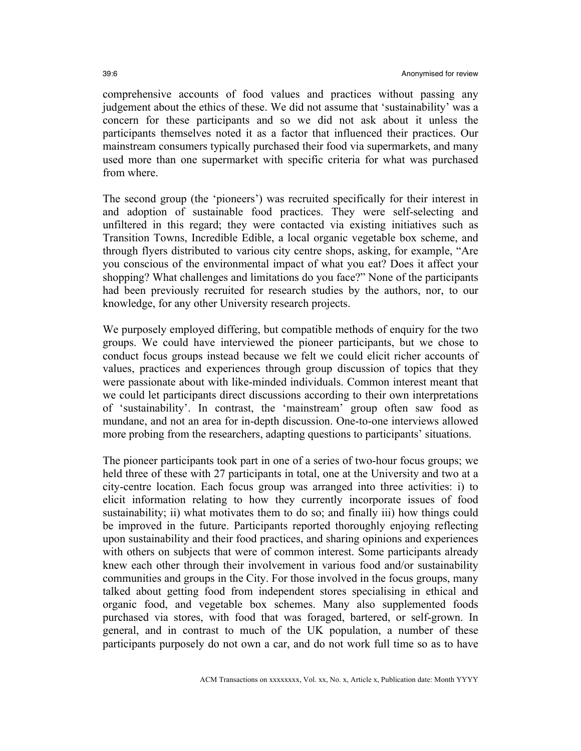comprehensive accounts of food values and practices without passing any judgement about the ethics of these. We did not assume that 'sustainability' was a concern for these participants and so we did not ask about it unless the participants themselves noted it as a factor that influenced their practices. Our mainstream consumers typically purchased their food via supermarkets, and many used more than one supermarket with specific criteria for what was purchased from where.

The second group (the 'pioneers') was recruited specifically for their interest in and adoption of sustainable food practices. They were self-selecting and unfiltered in this regard; they were contacted via existing initiatives such as Transition Towns, Incredible Edible, a local organic vegetable box scheme, and through flyers distributed to various city centre shops, asking, for example, "Are you conscious of the environmental impact of what you eat? Does it affect your shopping? What challenges and limitations do you face?" None of the participants had been previously recruited for research studies by the authors, nor, to our knowledge, for any other University research projects.

We purposely employed differing, but compatible methods of enquiry for the two groups. We could have interviewed the pioneer participants, but we chose to conduct focus groups instead because we felt we could elicit richer accounts of values, practices and experiences through group discussion of topics that they were passionate about with like-minded individuals. Common interest meant that we could let participants direct discussions according to their own interpretations of 'sustainability'. In contrast, the 'mainstream' group often saw food as mundane, and not an area for in-depth discussion. One-to-one interviews allowed more probing from the researchers, adapting questions to participants' situations.

The pioneer participants took part in one of a series of two-hour focus groups; we held three of these with 27 participants in total, one at the University and two at a city-centre location. Each focus group was arranged into three activities: i) to elicit information relating to how they currently incorporate issues of food sustainability; ii) what motivates them to do so; and finally iii) how things could be improved in the future. Participants reported thoroughly enjoying reflecting upon sustainability and their food practices, and sharing opinions and experiences with others on subjects that were of common interest. Some participants already knew each other through their involvement in various food and/or sustainability communities and groups in the City. For those involved in the focus groups, many talked about getting food from independent stores specialising in ethical and organic food, and vegetable box schemes. Many also supplemented foods purchased via stores, with food that was foraged, bartered, or self-grown. In general, and in contrast to much of the UK population, a number of these participants purposely do not own a car, and do not work full time so as to have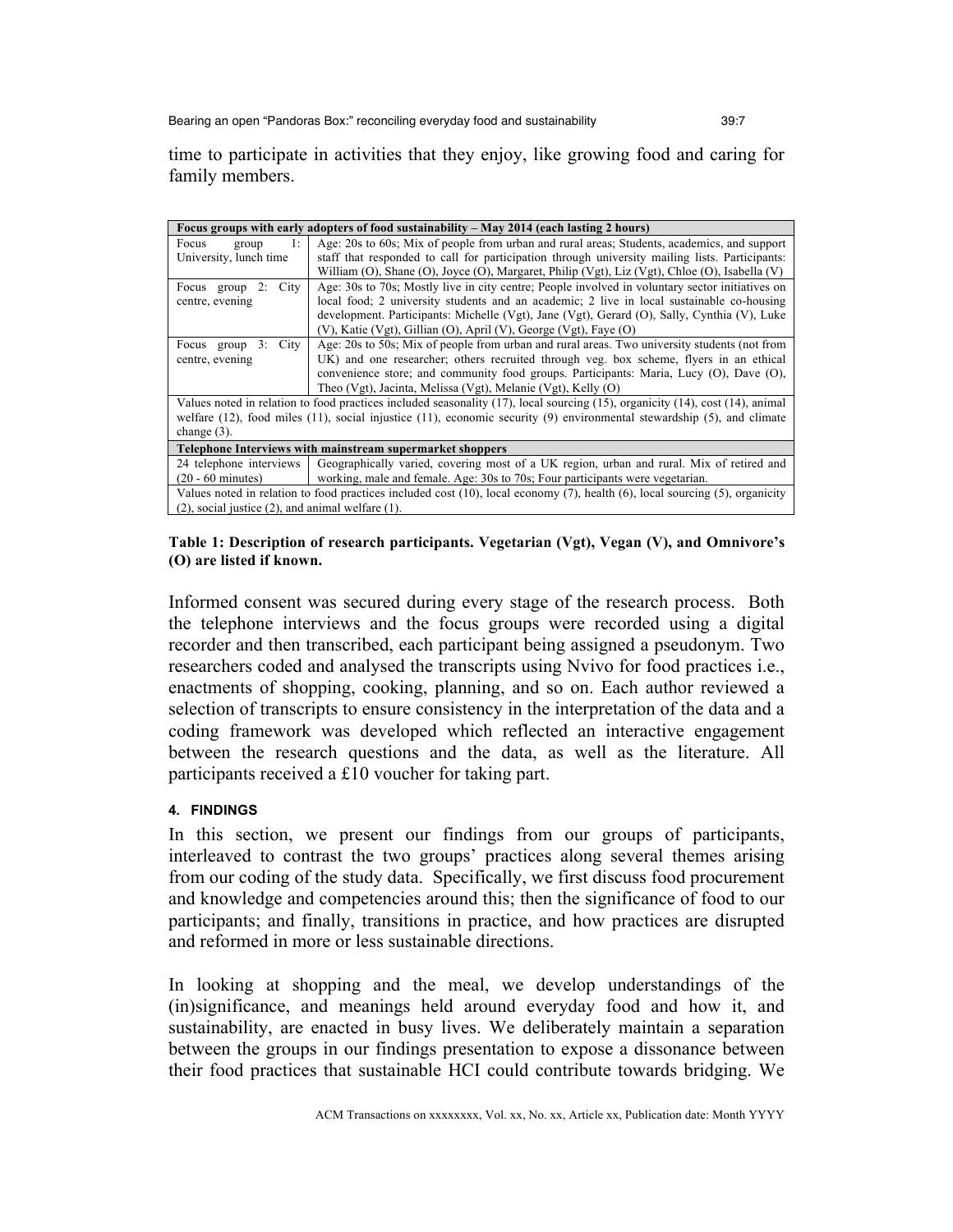time to participate in activities that they enjoy, like growing food and caring for family members.

| **Focus groups with early adopters of food sustainability – May 2014 (each lasting 2 hours)** | |
|---|---|
| Focus group 1: University, lunch time | Age: 20s to 60s; Mix of people from urban and rural areas; Students, academics, and support staff that responded to call for participation through university mailing lists. Participants: William (O), Shane (O), Joyce (O), Margaret, Philip (Vgt), Liz (Vgt), Chloe (O), Isabella (V) |
| Focus group 2: City centre, evening | Age: 30s to 70s; Mostly live in city centre; People involved in voluntary sector initiatives on local food; 2 university students and an academic; 2 live in local sustainable co-housing development. Participants: Michelle (Vgt), Jane (Vgt), Gerard (O), Sally, Cynthia (V), Luke (V), Katie (Vgt), Gillian (O), April (V), George (Vgt), Faye (O) |
| Focus group 3: City centre, evening | Age: 20s to 50s; Mix of people from urban and rural areas. Two university students (not from UK) and one researcher; others recruited through veg. box scheme, flyers in an ethical convenience store; and community food groups. Participants: Maria, Lucy (O), Dave (O), Theo (Vgt), Jacinta, Melissa (Vgt), Melanie (Vgt), Kelly (O) |
| Values noted in relation to food practices included seasonality (17), local sourcing (15), organicity (14), cost (14), animal welfare (12), food miles (11), social injustice (11), economic security (9) environmental stewardship (5), and climate change (3). | |
| **Telephone Interviews with mainstream supermarket shoppers** | |
| 24 telephone interviews (20 - 60 minutes) | Geographically varied, covering most of a UK region, urban and rural. Mix of retired and working, male and female. Age: 30s to 70s; Four participants were vegetarian. |
| Values noted in relation to food practices included cost (10), local economy (7), health (6), local sourcing (5), organicity (2), social justice (2), and animal welfare (1). | |

**Table 1: Description of research participants. Vegetarian (Vgt), Vegan (V), and Omnivore's (O) are listed if known.**

Informed consent was secured during every stage of the research process. Both the telephone interviews and the focus groups were recorded using a digital recorder and then transcribed, each participant being assigned a pseudonym. Two researchers coded and analysed the transcripts using Nvivo for food practices i.e., enactments of shopping, cooking, planning, and so on. Each author reviewed a selection of transcripts to ensure consistency in the interpretation of the data and a coding framework was developed which reflected an interactive engagement between the research questions and the data, as well as the literature. All participants received a £10 voucher for taking part.

#### 4. FINDINGS

In this section, we present our findings from our groups of participants, interleaved to contrast the two groups' practices along several themes arising from our coding of the study data. Specifically, we first discuss food procurement and knowledge and competencies around this; then the significance of food to our participants; and finally, transitions in practice, and how practices are disrupted and reformed in more or less sustainable directions.

In looking at shopping and the meal, we develop understandings of the (in)significance, and meanings held around everyday food and how it, and sustainability, are enacted in busy lives. We deliberately maintain a separation between the groups in our findings presentation to expose a dissonance between their food practices that sustainable HCI could contribute towards bridging. We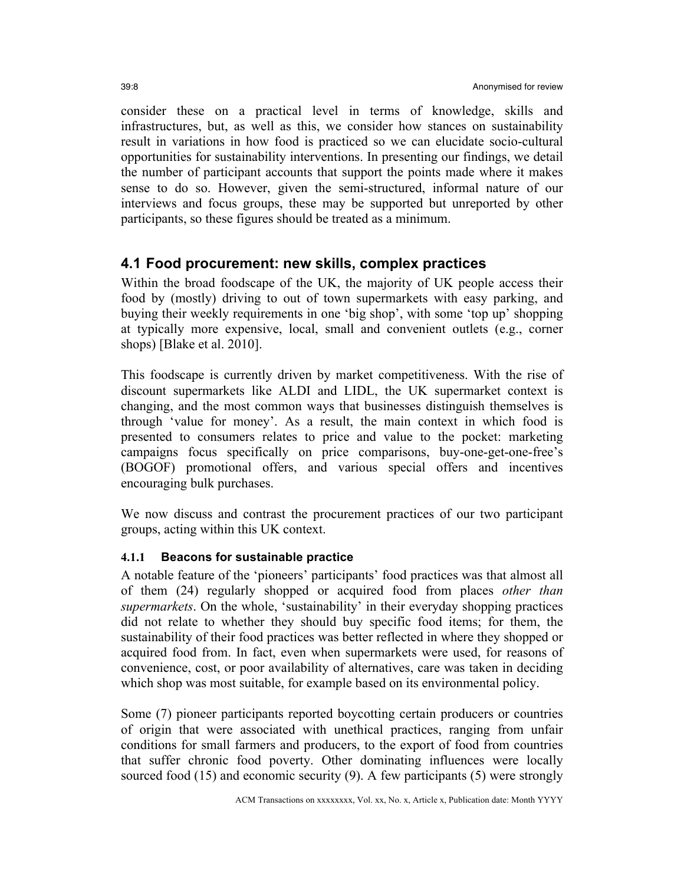consider these on a practical level in terms of knowledge, skills and infrastructures, but, as well as this, we consider how stances on sustainability result in variations in how food is practiced so we can elucidate socio-cultural opportunities for sustainability interventions. In presenting our findings, we detail the number of participant accounts that support the points made where it makes sense to do so. However, given the semi-structured, informal nature of our interviews and focus groups, these may be supported but unreported by other participants, so these figures should be treated as a minimum.

## 4.1 Food procurement: new skills, complex practices

Within the broad foodscape of the UK, the majority of UK people access their food by (mostly) driving to out of town supermarkets with easy parking, and buying their weekly requirements in one 'big shop', with some 'top up' shopping at typically more expensive, local, small and convenient outlets (e.g., corner shops) [Blake et al. 2010].

This foodscape is currently driven by market competitiveness. With the rise of discount supermarkets like ALDI and LIDL, the UK supermarket context is changing, and the most common ways that businesses distinguish themselves is through 'value for money'. As a result, the main context in which food is presented to consumers relates to price and value to the pocket: marketing campaigns focus specifically on price comparisons, buy-one-get-one-free's (BOGOF) promotional offers, and various special offers and incentives encouraging bulk purchases.

We now discuss and contrast the procurement practices of our two participant groups, acting within this UK context.

### 4.1.1 Beacons for sustainable practice

A notable feature of the 'pioneers' participants' food practices was that almost all of them (24) regularly shopped or acquired food from places *other than supermarkets*. On the whole, 'sustainability' in their everyday shopping practices did not relate to whether they should buy specific food items; for them, the sustainability of their food practices was better reflected in where they shopped or acquired food from. In fact, even when supermarkets were used, for reasons of convenience, cost, or poor availability of alternatives, care was taken in deciding which shop was most suitable, for example based on its environmental policy.

Some (7) pioneer participants reported boycotting certain producers or countries of origin that were associated with unethical practices, ranging from unfair conditions for small farmers and producers, to the export of food from countries that suffer chronic food poverty. Other dominating influences were locally sourced food (15) and economic security (9). A few participants (5) were strongly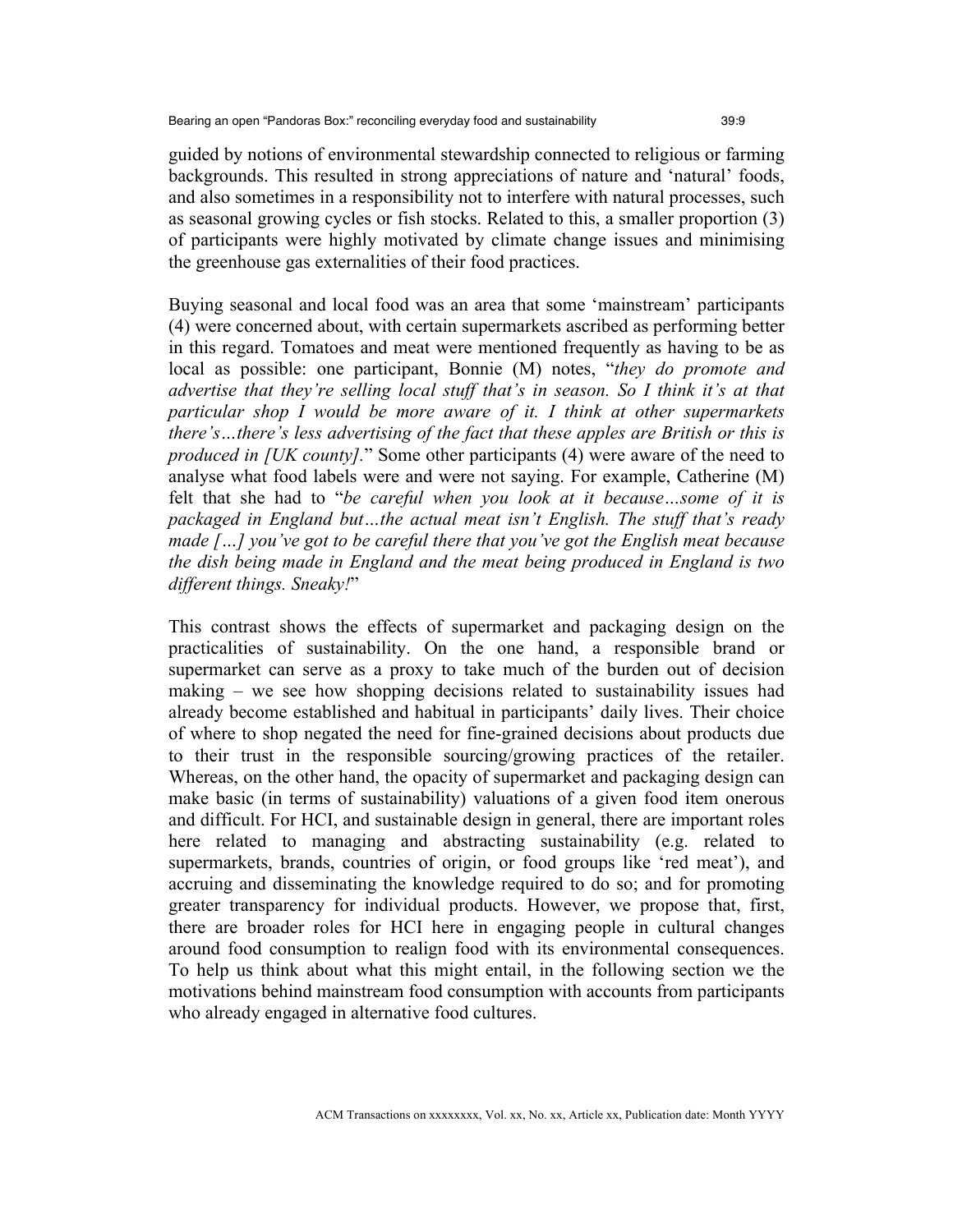guided by notions of environmental stewardship connected to religious or farming backgrounds. This resulted in strong appreciations of nature and 'natural' foods, and also sometimes in a responsibility not to interfere with natural processes, such as seasonal growing cycles or fish stocks. Related to this, a smaller proportion (3) of participants were highly motivated by climate change issues and minimising the greenhouse gas externalities of their food practices.

Buying seasonal and local food was an area that some 'mainstream' participants (4) were concerned about, with certain supermarkets ascribed as performing better in this regard. Tomatoes and meat were mentioned frequently as having to be as local as possible: one participant, Bonnie (M) notes, "*they do promote and advertise that they're selling local stuff that's in season. So I think it's at that particular shop I would be more aware of it. I think at other supermarkets there's…there's less advertising of the fact that these apples are British or this is produced in [UK county].*" Some other participants (4) were aware of the need to analyse what food labels were and were not saying. For example, Catherine (M) felt that she had to "*be careful when you look at it because…some of it is packaged in England but…the actual meat isn't English. The stuff that's ready made […] you've got to be careful there that you've got the English meat because the dish being made in England and the meat being produced in England is two different things. Sneaky!*"

This contrast shows the effects of supermarket and packaging design on the practicalities of sustainability. On the one hand, a responsible brand or supermarket can serve as a proxy to take much of the burden out of decision making – we see how shopping decisions related to sustainability issues had already become established and habitual in participants' daily lives. Their choice of where to shop negated the need for fine-grained decisions about products due to their trust in the responsible sourcing/growing practices of the retailer. Whereas, on the other hand, the opacity of supermarket and packaging design can make basic (in terms of sustainability) valuations of a given food item onerous and difficult. For HCI, and sustainable design in general, there are important roles here related to managing and abstracting sustainability (e.g. related to supermarkets, brands, countries of origin, or food groups like 'red meat'), and accruing and disseminating the knowledge required to do so; and for promoting greater transparency for individual products. However, we propose that, first, there are broader roles for HCI here in engaging people in cultural changes around food consumption to realign food with its environmental consequences. To help us think about what this might entail, in the following section we the motivations behind mainstream food consumption with accounts from participants who already engaged in alternative food cultures.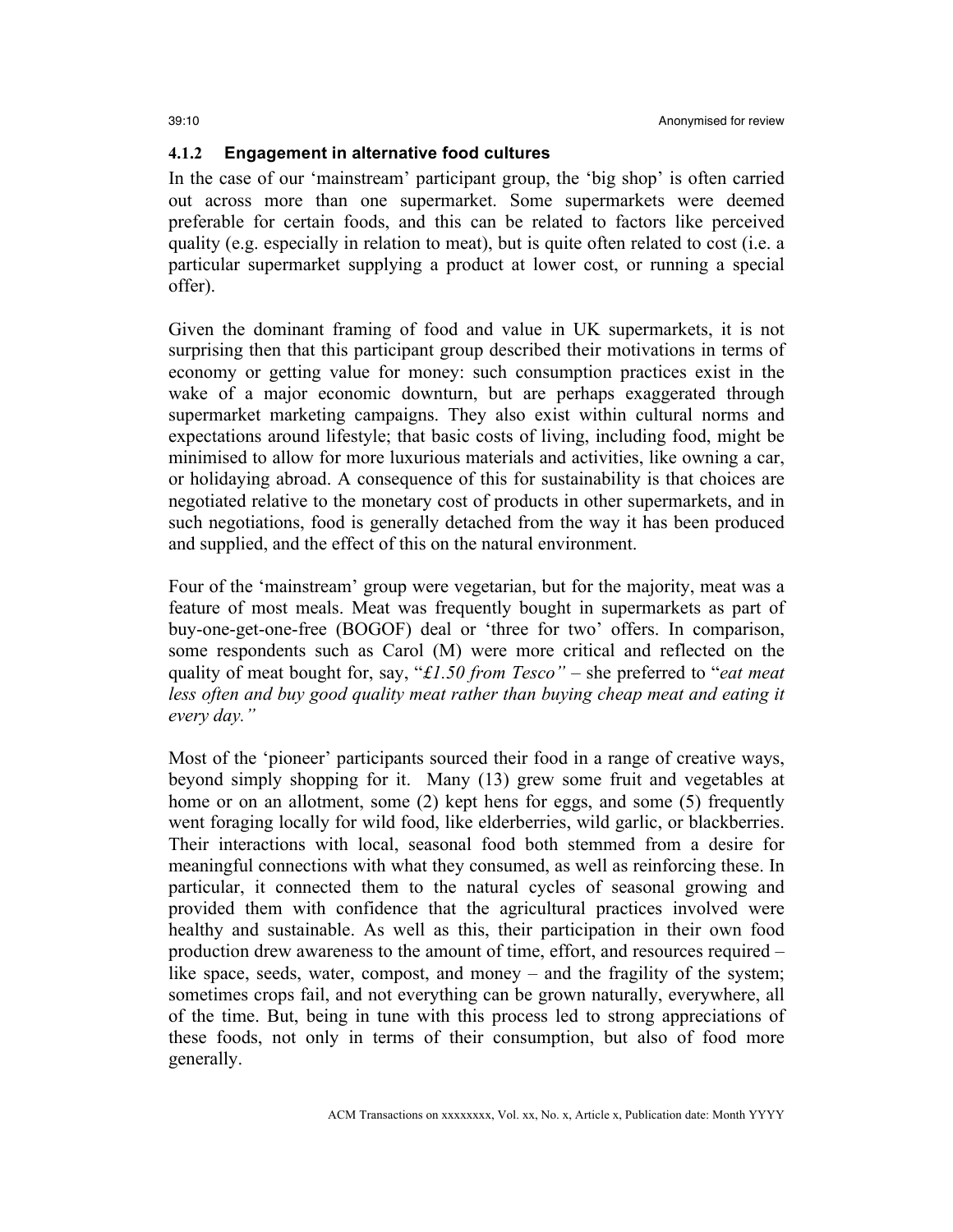#### 4.1.2 Engagement in alternative food cultures

In the case of our 'mainstream' participant group, the 'big shop' is often carried out across more than one supermarket. Some supermarkets were deemed preferable for certain foods, and this can be related to factors like perceived quality (e.g. especially in relation to meat), but is quite often related to cost (i.e. a particular supermarket supplying a product at lower cost, or running a special offer).

Given the dominant framing of food and value in UK supermarkets, it is not surprising then that this participant group described their motivations in terms of economy or getting value for money: such consumption practices exist in the wake of a major economic downturn, but are perhaps exaggerated through supermarket marketing campaigns. They also exist within cultural norms and expectations around lifestyle; that basic costs of living, including food, might be minimised to allow for more luxurious materials and activities, like owning a car, or holidaying abroad. A consequence of this for sustainability is that choices are negotiated relative to the monetary cost of products in other supermarkets, and in such negotiations, food is generally detached from the way it has been produced and supplied, and the effect of this on the natural environment.

Four of the 'mainstream' group were vegetarian, but for the majority, meat was a feature of most meals. Meat was frequently bought in supermarkets as part of buy-one-get-one-free (BOGOF) deal or 'three for two' offers. In comparison, some respondents such as Carol (M) were more critical and reflected on the quality of meat bought for, say, "*£1.50 from Tesco"* – she preferred to "*eat meat less often and buy good quality meat rather than buying cheap meat and eating it every day."*

Most of the 'pioneer' participants sourced their food in a range of creative ways, beyond simply shopping for it. Many (13) grew some fruit and vegetables at home or on an allotment, some (2) kept hens for eggs, and some (5) frequently went foraging locally for wild food, like elderberries, wild garlic, or blackberries. Their interactions with local, seasonal food both stemmed from a desire for meaningful connections with what they consumed, as well as reinforcing these. In particular, it connected them to the natural cycles of seasonal growing and provided them with confidence that the agricultural practices involved were healthy and sustainable. As well as this, their participation in their own food production drew awareness to the amount of time, effort, and resources required – like space, seeds, water, compost, and money – and the fragility of the system; sometimes crops fail, and not everything can be grown naturally, everywhere, all of the time. But, being in tune with this process led to strong appreciations of these foods, not only in terms of their consumption, but also of food more generally.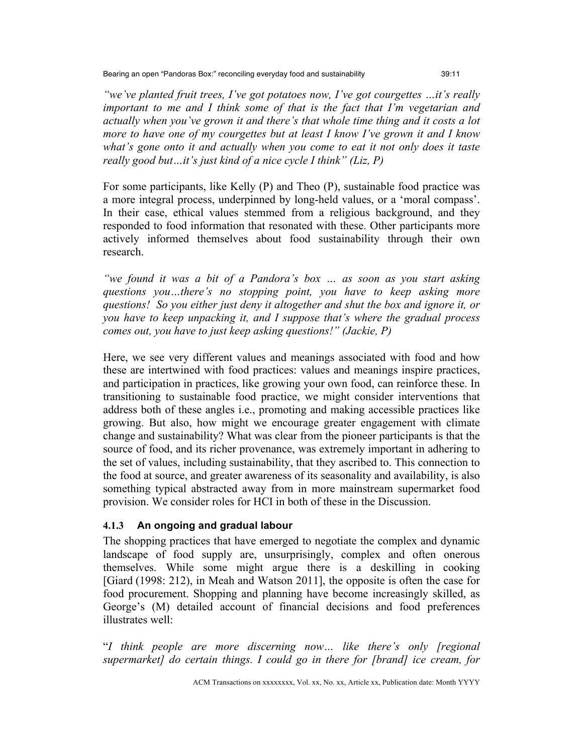*"we've planted fruit trees, I've got potatoes now, I've got courgettes …it's really important to me and I think some of that is the fact that I'm vegetarian and actually when you've grown it and there's that whole time thing and it costs a lot more to have one of my courgettes but at least I know I've grown it and I know what's gone onto it and actually when you come to eat it not only does it taste really good but…it's just kind of a nice cycle I think" (Liz, P)*

For some participants, like Kelly (P) and Theo (P), sustainable food practice was a more integral process, underpinned by long-held values, or a 'moral compass'. In their case, ethical values stemmed from a religious background, and they responded to food information that resonated with these. Other participants more actively informed themselves about food sustainability through their own research.

*"we found it was a bit of a Pandora's box … as soon as you start asking questions you…there's no stopping point, you have to keep asking more questions! So you either just deny it altogether and shut the box and ignore it, or you have to keep unpacking it, and I suppose that's where the gradual process comes out, you have to just keep asking questions!" (Jackie, P)*

Here, we see very different values and meanings associated with food and how these are intertwined with food practices: values and meanings inspire practices, and participation in practices, like growing your own food, can reinforce these. In transitioning to sustainable food practice, we might consider interventions that address both of these angles i.e., promoting and making accessible practices like growing. But also, how might we encourage greater engagement with climate change and sustainability? What was clear from the pioneer participants is that the source of food, and its richer provenance, was extremely important in adhering to the set of values, including sustainability, that they ascribed to. This connection to the food at source, and greater awareness of its seasonality and availability, is also something typical abstracted away from in more mainstream supermarket food provision. We consider roles for HCI in both of these in the Discussion.

### 4.1.3 An ongoing and gradual labour

The shopping practices that have emerged to negotiate the complex and dynamic landscape of food supply are, unsurprisingly, complex and often onerous themselves. While some might argue there is a deskilling in cooking [Giard (1998: 212), in Meah and Watson 2011], the opposite is often the case for food procurement. Shopping and planning have become increasingly skilled, as George's (M) detailed account of financial decisions and food preferences illustrates well:

"*I think people are more discerning now… like there's only [regional supermarket] do certain things. I could go in there for [brand] ice cream, for*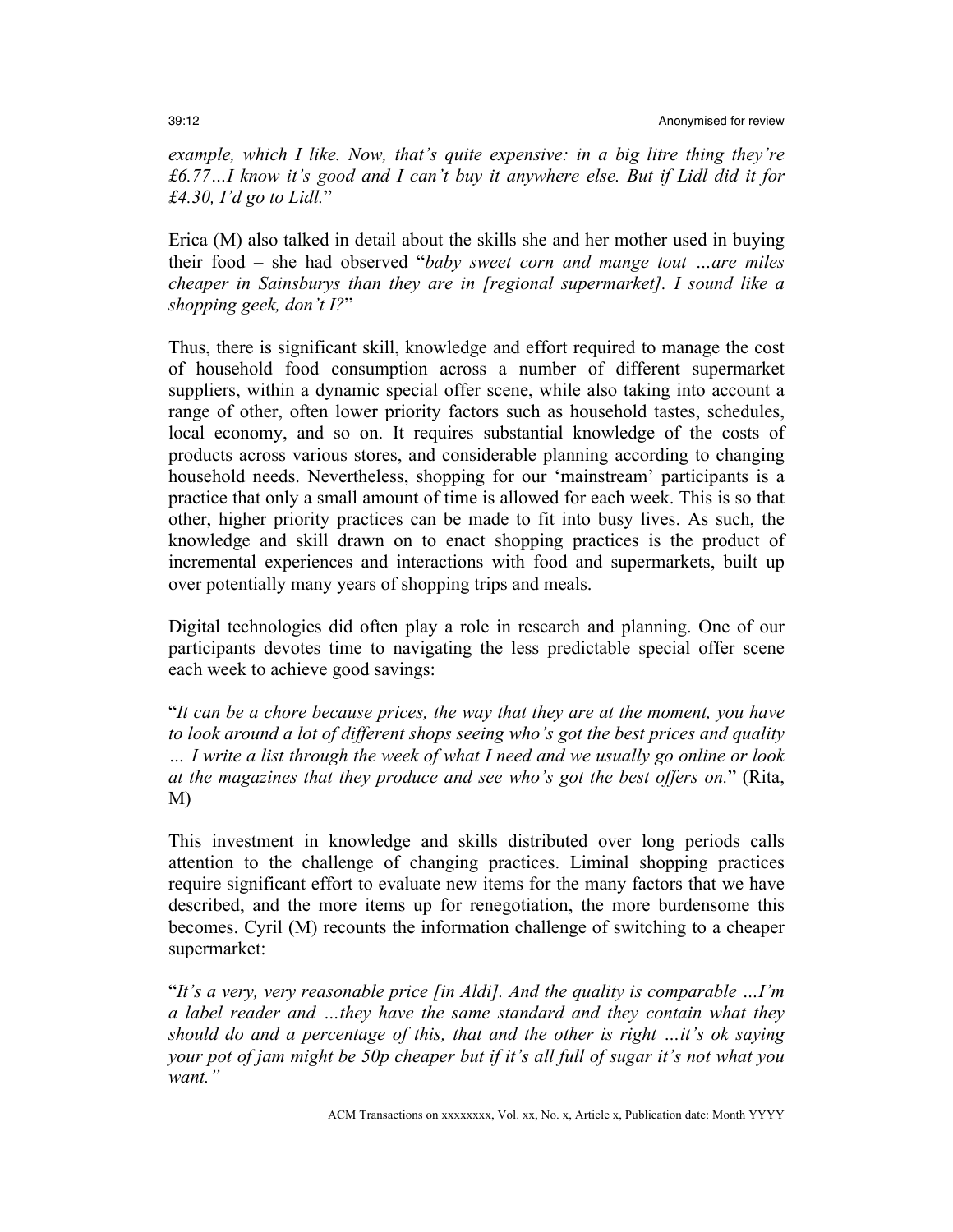*example, which I like. Now, that's quite expensive: in a big litre thing they're £6.77…I know it's good and I can't buy it anywhere else. But if Lidl did it for £4.30, I'd go to Lidl.*"

Erica (M) also talked in detail about the skills she and her mother used in buying their food – she had observed "*baby sweet corn and mange tout …are miles cheaper in Sainsburys than they are in [regional supermarket]. I sound like a shopping geek, don't I?*"

Thus, there is significant skill, knowledge and effort required to manage the cost of household food consumption across a number of different supermarket suppliers, within a dynamic special offer scene, while also taking into account a range of other, often lower priority factors such as household tastes, schedules, local economy, and so on. It requires substantial knowledge of the costs of products across various stores, and considerable planning according to changing household needs. Nevertheless, shopping for our 'mainstream' participants is a practice that only a small amount of time is allowed for each week. This is so that other, higher priority practices can be made to fit into busy lives. As such, the knowledge and skill drawn on to enact shopping practices is the product of incremental experiences and interactions with food and supermarkets, built up over potentially many years of shopping trips and meals.

Digital technologies did often play a role in research and planning. One of our participants devotes time to navigating the less predictable special offer scene each week to achieve good savings:

"*It can be a chore because prices, the way that they are at the moment, you have to look around a lot of different shops seeing who's got the best prices and quality … I write a list through the week of what I need and we usually go online or look at the magazines that they produce and see who's got the best offers on.*" (Rita, M)

This investment in knowledge and skills distributed over long periods calls attention to the challenge of changing practices. Liminal shopping practices require significant effort to evaluate new items for the many factors that we have described, and the more items up for renegotiation, the more burdensome this becomes. Cyril (M) recounts the information challenge of switching to a cheaper supermarket:

"*It's a very, very reasonable price [in Aldi]. And the quality is comparable …I'm a label reader and …they have the same standard and they contain what they should do and a percentage of this, that and the other is right …it's ok saying your pot of jam might be 50p cheaper but if it's all full of sugar it's not what you want.*"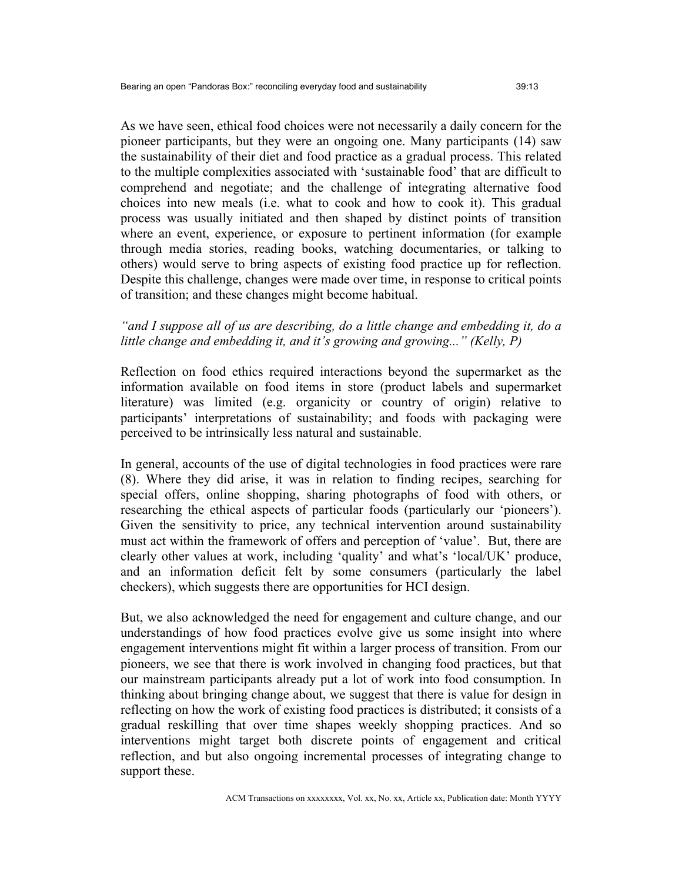As we have seen, ethical food choices were not necessarily a daily concern for the pioneer participants, but they were an ongoing one. Many participants (14) saw the sustainability of their diet and food practice as a gradual process. This related to the multiple complexities associated with 'sustainable food' that are difficult to comprehend and negotiate; and the challenge of integrating alternative food choices into new meals (i.e. what to cook and how to cook it). This gradual process was usually initiated and then shaped by distinct points of transition where an event, experience, or exposure to pertinent information (for example through media stories, reading books, watching documentaries, or talking to others) would serve to bring aspects of existing food practice up for reflection. Despite this challenge, changes were made over time, in response to critical points of transition; and these changes might become habitual.

*"and I suppose all of us are describing, do a little change and embedding it, do a little change and embedding it, and it's growing and growing..." (Kelly, P)*

Reflection on food ethics required interactions beyond the supermarket as the information available on food items in store (product labels and supermarket literature) was limited (e.g. organicity or country of origin) relative to participants' interpretations of sustainability; and foods with packaging were perceived to be intrinsically less natural and sustainable.

In general, accounts of the use of digital technologies in food practices were rare (8). Where they did arise, it was in relation to finding recipes, searching for special offers, online shopping, sharing photographs of food with others, or researching the ethical aspects of particular foods (particularly our 'pioneers'). Given the sensitivity to price, any technical intervention around sustainability must act within the framework of offers and perception of 'value'. But, there are clearly other values at work, including 'quality' and what's 'local/UK' produce, and an information deficit felt by some consumers (particularly the label checkers), which suggests there are opportunities for HCI design.

But, we also acknowledged the need for engagement and culture change, and our understandings of how food practices evolve give us some insight into where engagement interventions might fit within a larger process of transition. From our pioneers, we see that there is work involved in changing food practices, but that our mainstream participants already put a lot of work into food consumption. In thinking about bringing change about, we suggest that there is value for design in reflecting on how the work of existing food practices is distributed; it consists of a gradual reskilling that over time shapes weekly shopping practices. And so interventions might target both discrete points of engagement and critical reflection, and but also ongoing incremental processes of integrating change to support these.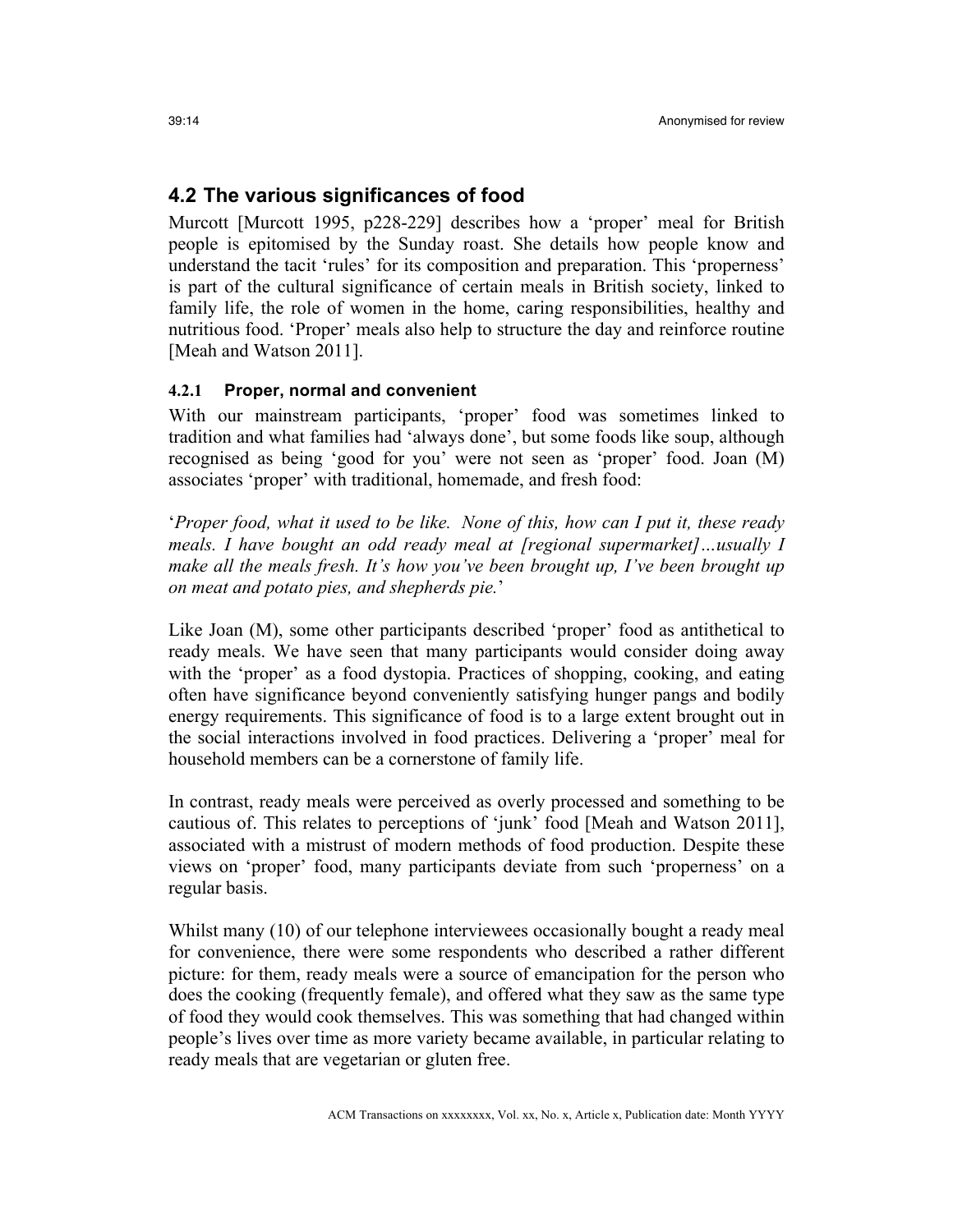## 4.2 The various significances of food

Murcott [Murcott 1995, p228-229] describes how a 'proper' meal for British people is epitomised by the Sunday roast. She details how people know and understand the tacit 'rules' for its composition and preparation. This 'properness' is part of the cultural significance of certain meals in British society, linked to family life, the role of women in the home, caring responsibilities, healthy and nutritious food. 'Proper' meals also help to structure the day and reinforce routine [Meah and Watson 2011].

### 4.2.1 Proper, normal and convenient

With our mainstream participants, 'proper' food was sometimes linked to tradition and what families had 'always done', but some foods like soup, although recognised as being 'good for you' were not seen as 'proper' food. Joan (M) associates 'proper' with traditional, homemade, and fresh food:

'*Proper food, what it used to be like. None of this, how can I put it, these ready meals. I have bought an odd ready meal at [regional supermarket]…usually I make all the meals fresh. It's how you've been brought up, I've been brought up on meat and potato pies, and shepherds pie.*'

Like Joan (M), some other participants described 'proper' food as antithetical to ready meals. We have seen that many participants would consider doing away with the 'proper' as a food dystopia. Practices of shopping, cooking, and eating often have significance beyond conveniently satisfying hunger pangs and bodily energy requirements. This significance of food is to a large extent brought out in the social interactions involved in food practices. Delivering a 'proper' meal for household members can be a cornerstone of family life.

In contrast, ready meals were perceived as overly processed and something to be cautious of. This relates to perceptions of 'junk' food [Meah and Watson 2011], associated with a mistrust of modern methods of food production. Despite these views on 'proper' food, many participants deviate from such 'properness' on a regular basis.

Whilst many (10) of our telephone interviewees occasionally bought a ready meal for convenience, there were some respondents who described a rather different picture: for them, ready meals were a source of emancipation for the person who does the cooking (frequently female), and offered what they saw as the same type of food they would cook themselves. This was something that had changed within people's lives over time as more variety became available, in particular relating to ready meals that are vegetarian or gluten free.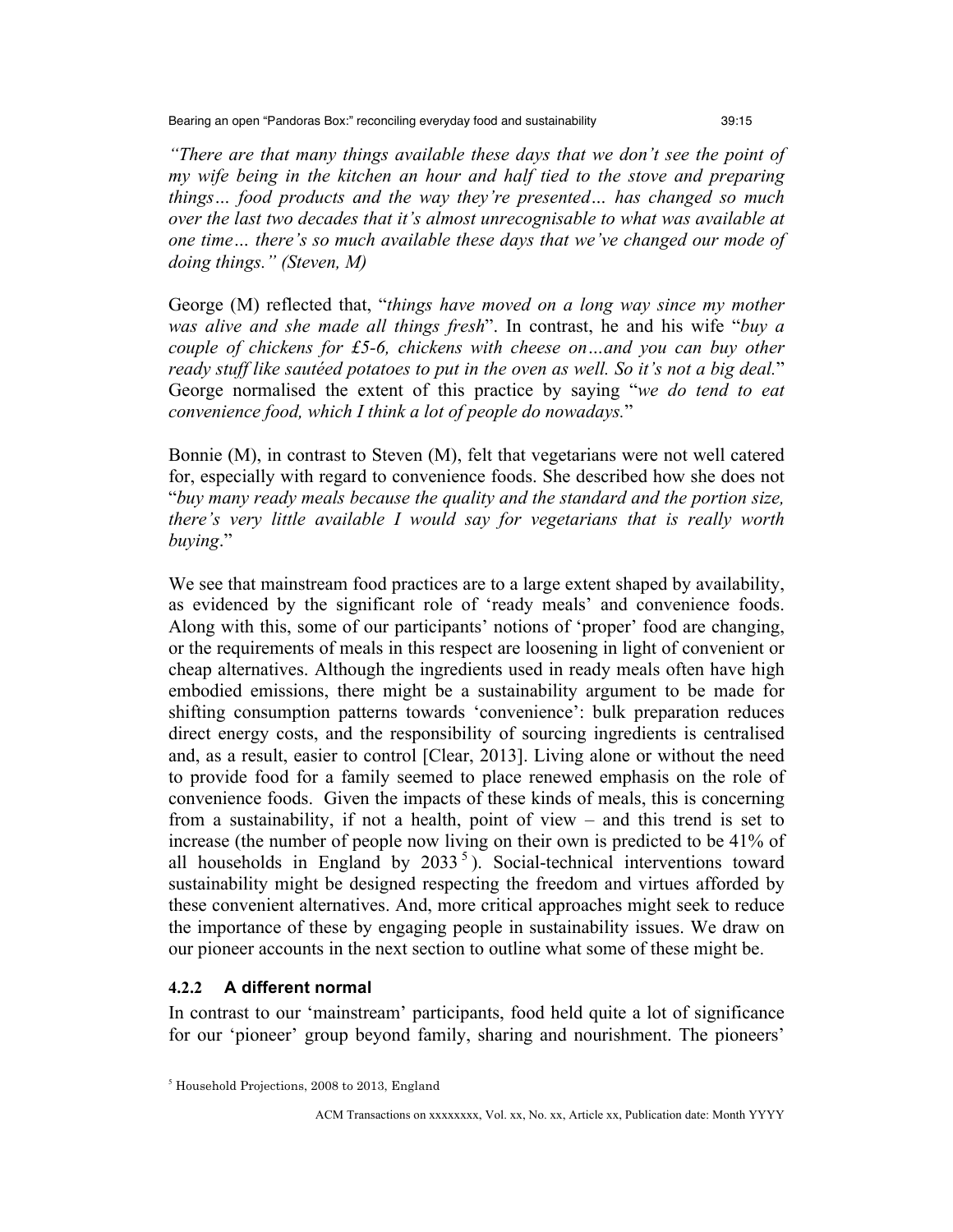*"There are that many things available these days that we don't see the point of my wife being in the kitchen an hour and half tied to the stove and preparing things… food products and the way they're presented… has changed so much over the last two decades that it's almost unrecognisable to what was available at one time… there's so much available these days that we've changed our mode of doing things." (Steven, M)*

George (M) reflected that, "*things have moved on a long way since my mother was alive and she made all things fresh*". In contrast, he and his wife "*buy a couple of chickens for £5-6, chickens with cheese on…and you can buy other ready stuff like sautéed potatoes to put in the oven as well. So it's not a big deal.*" George normalised the extent of this practice by saying "*we do tend to eat convenience food, which I think a lot of people do nowadays.*"

Bonnie (M), in contrast to Steven (M), felt that vegetarians were not well catered for, especially with regard to convenience foods. She described how she does not "*buy many ready meals because the quality and the standard and the portion size, there's very little available I would say for vegetarians that is really worth buying*."

We see that mainstream food practices are to a large extent shaped by availability, as evidenced by the significant role of 'ready meals' and convenience foods. Along with this, some of our participants' notions of 'proper' food are changing, or the requirements of meals in this respect are loosening in light of convenient or cheap alternatives. Although the ingredients used in ready meals often have high embodied emissions, there might be a sustainability argument to be made for shifting consumption patterns towards 'convenience': bulk preparation reduces direct energy costs, and the responsibility of sourcing ingredients is centralised and, as a result, easier to control [Clear, 2013]. Living alone or without the need to provide food for a family seemed to place renewed emphasis on the role of convenience foods. Given the impacts of these kinds of meals, this is concerning from a sustainability, if not a health, point of view – and this trend is set to increase (the number of people now living on their own is predicted to be 41% of all households in England by 2033[5]). Social-technical interventions toward sustainability might be designed respecting the freedom and virtues afforded by these convenient alternatives. And, more critical approaches might seek to reduce the importance of these by engaging people in sustainability issues. We draw on our pioneer accounts in the next section to outline what some of these might be.

#### 4.2.2 A different normal

In contrast to our 'mainstream' participants, food held quite a lot of significance for our 'pioneer' group beyond family, sharing and nourishment. The pioneers'

[5] Household Projections, 2008 to 2013, England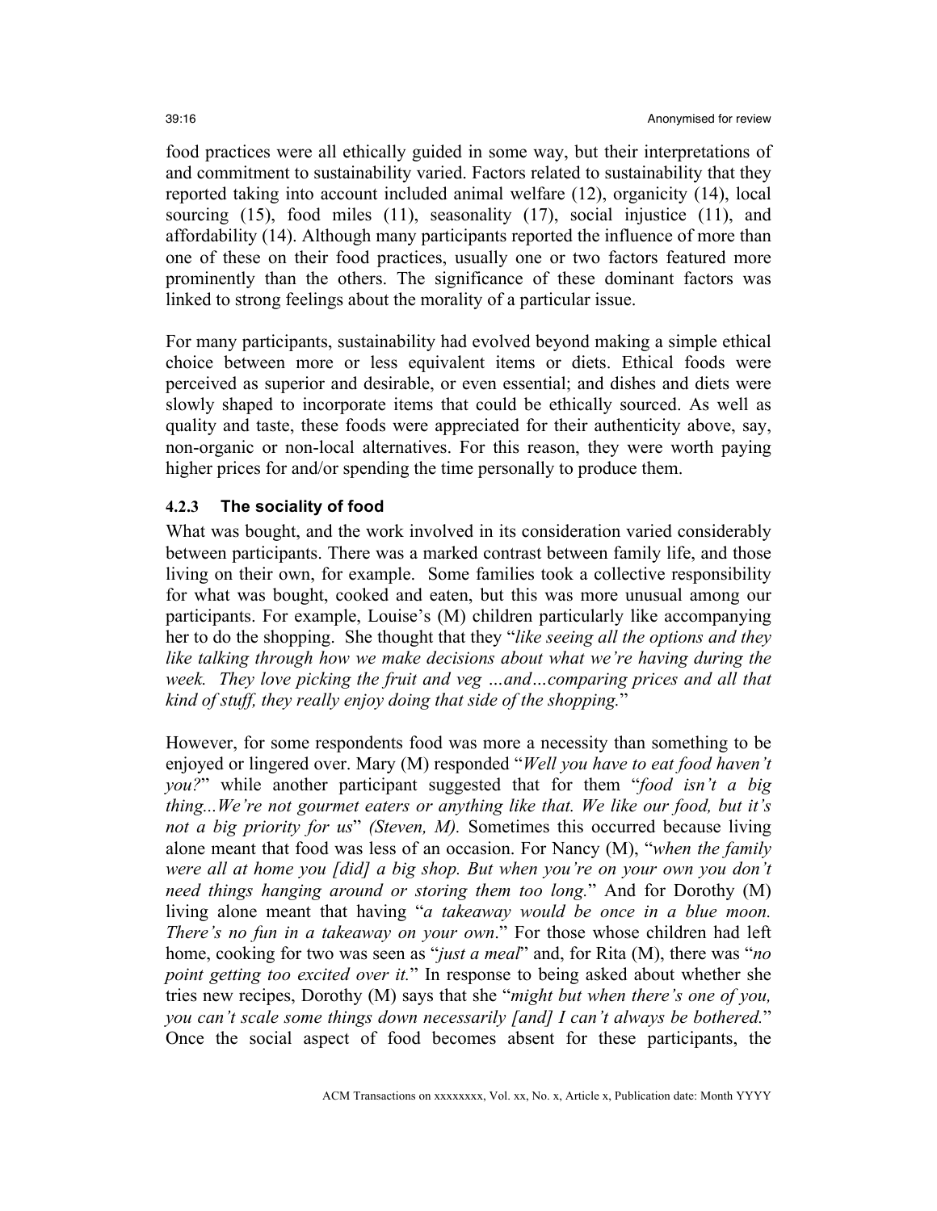food practices were all ethically guided in some way, but their interpretations of and commitment to sustainability varied. Factors related to sustainability that they reported taking into account included animal welfare (12), organicity (14), local sourcing (15), food miles (11), seasonality (17), social injustice (11), and affordability (14). Although many participants reported the influence of more than one of these on their food practices, usually one or two factors featured more prominently than the others. The significance of these dominant factors was linked to strong feelings about the morality of a particular issue.

For many participants, sustainability had evolved beyond making a simple ethical choice between more or less equivalent items or diets. Ethical foods were perceived as superior and desirable, or even essential; and dishes and diets were slowly shaped to incorporate items that could be ethically sourced. As well as quality and taste, these foods were appreciated for their authenticity above, say, non-organic or non-local alternatives. For this reason, they were worth paying higher prices for and/or spending the time personally to produce them.

### 4.2.3 The sociality of food

What was bought, and the work involved in its consideration varied considerably between participants. There was a marked contrast between family life, and those living on their own, for example. Some families took a collective responsibility for what was bought, cooked and eaten, but this was more unusual among our participants. For example, Louise's (M) children particularly like accompanying her to do the shopping. She thought that they "*like seeing all the options and they like talking through how we make decisions about what we're having during the week. They love picking the fruit and veg …and…comparing prices and all that kind of stuff, they really enjoy doing that side of the shopping.*"

However, for some respondents food was more a necessity than something to be enjoyed or lingered over. Mary (M) responded "*Well you have to eat food haven't you?*" while another participant suggested that for them "*food isn't a big thing...We're not gourmet eaters or anything like that. We like our food, but it's not a big priority for us*" *(Steven, M).* Sometimes this occurred because living alone meant that food was less of an occasion. For Nancy (M), "*when the family were all at home you [did] a big shop. But when you're on your own you don't need things hanging around or storing them too long.*" And for Dorothy (M) living alone meant that having "*a takeaway would be once in a blue moon. There's no fun in a takeaway on your own*." For those whose children had left home, cooking for two was seen as "*just a meal*" and, for Rita (M), there was "*no point getting too excited over it.*" In response to being asked about whether she tries new recipes, Dorothy (M) says that she "*might but when there's one of you, you can't scale some things down necessarily [and] I can't always be bothered.*" Once the social aspect of food becomes absent for these participants, the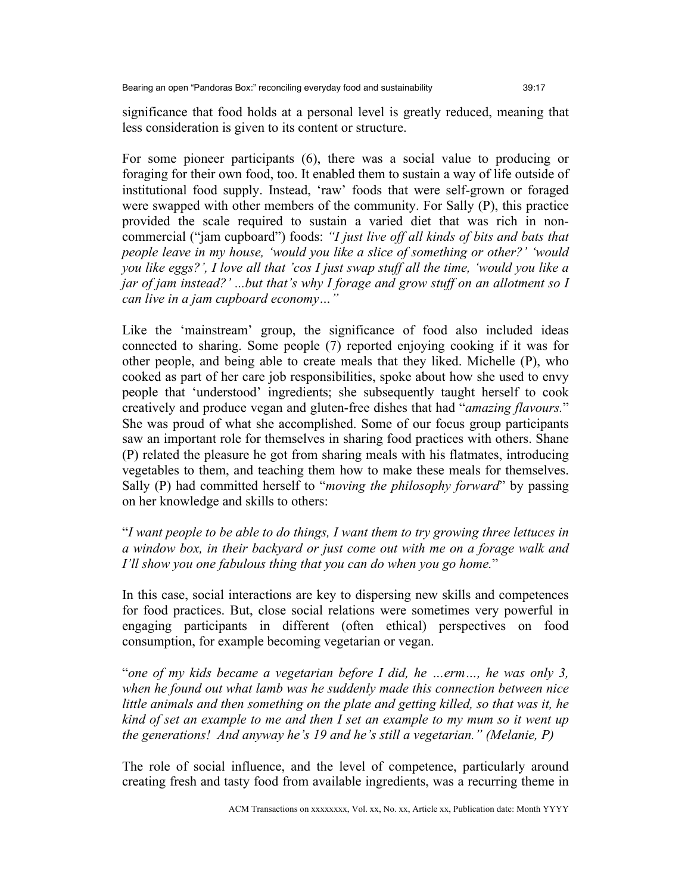significance that food holds at a personal level is greatly reduced, meaning that less consideration is given to its content or structure.

For some pioneer participants (6), there was a social value to producing or foraging for their own food, too. It enabled them to sustain a way of life outside of institutional food supply. Instead, 'raw' foods that were self-grown or foraged were swapped with other members of the community. For Sally (P), this practice provided the scale required to sustain a varied diet that was rich in non-commercial ("jam cupboard") foods: *"I just live off all kinds of bits and bats that people leave in my house, 'would you like a slice of something or other?' 'would you like eggs?', I love all that 'cos I just swap stuff all the time, 'would you like a jar of jam instead?' ...but that's why I forage and grow stuff on an allotment so I can live in a jam cupboard economy…"*

Like the 'mainstream' group, the significance of food also included ideas connected to sharing. Some people (7) reported enjoying cooking if it was for other people, and being able to create meals that they liked. Michelle (P), who cooked as part of her care job responsibilities, spoke about how she used to envy people that 'understood' ingredients; she subsequently taught herself to cook creatively and produce vegan and gluten-free dishes that had "*amazing flavours.*" She was proud of what she accomplished. Some of our focus group participants saw an important role for themselves in sharing food practices with others. Shane (P) related the pleasure he got from sharing meals with his flatmates, introducing vegetables to them, and teaching them how to make these meals for themselves. Sally (P) had committed herself to "*moving the philosophy forward*" by passing on her knowledge and skills to others:

"*I want people to be able to do things, I want them to try growing three lettuces in a window box, in their backyard or just come out with me on a forage walk and I'll show you one fabulous thing that you can do when you go home.*"

In this case, social interactions are key to dispersing new skills and competences for food practices. But, close social relations were sometimes very powerful in engaging participants in different (often ethical) perspectives on food consumption, for example becoming vegetarian or vegan.

"*one of my kids became a vegetarian before I did, he …erm…, he was only 3, when he found out what lamb was he suddenly made this connection between nice little animals and then something on the plate and getting killed, so that was it, he kind of set an example to me and then I set an example to my mum so it went up the generations! And anyway he's 19 and he's still a vegetarian." (Melanie, P)*

The role of social influence, and the level of competence, particularly around creating fresh and tasty food from available ingredients, was a recurring theme in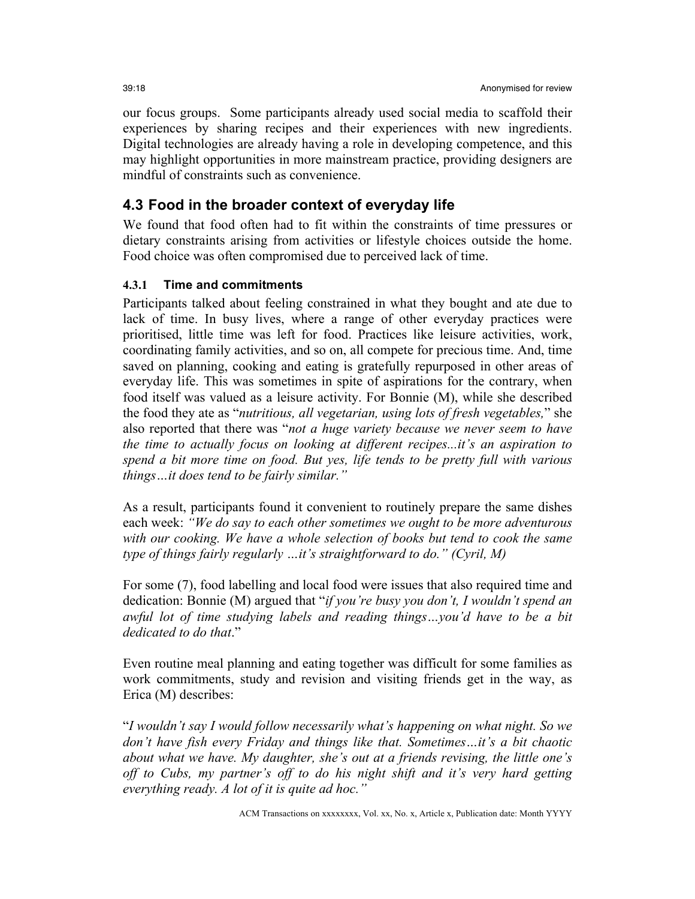our focus groups. Some participants already used social media to scaffold their experiences by sharing recipes and their experiences with new ingredients. Digital technologies are already having a role in developing competence, and this may highlight opportunities in more mainstream practice, providing designers are mindful of constraints such as convenience.

## 4.3 Food in the broader context of everyday life

We found that food often had to fit within the constraints of time pressures or dietary constraints arising from activities or lifestyle choices outside the home. Food choice was often compromised due to perceived lack of time.

### 4.3.1 Time and commitments

Participants talked about feeling constrained in what they bought and ate due to lack of time. In busy lives, where a range of other everyday practices were prioritised, little time was left for food. Practices like leisure activities, work, coordinating family activities, and so on, all compete for precious time. And, time saved on planning, cooking and eating is gratefully repurposed in other areas of everyday life. This was sometimes in spite of aspirations for the contrary, when food itself was valued as a leisure activity. For Bonnie (M), while she described the food they ate as "*nutritious, all vegetarian, using lots of fresh vegetables,*" she also reported that there was "*not a huge variety because we never seem to have the time to actually focus on looking at different recipes...it's an aspiration to spend a bit more time on food. But yes, life tends to be pretty full with various things…it does tend to be fairly similar.*"

As a result, participants found it convenient to routinely prepare the same dishes each week: *"We do say to each other sometimes we ought to be more adventurous with our cooking. We have a whole selection of books but tend to cook the same type of things fairly regularly …it's straightforward to do." (Cyril, M)*

For some (7), food labelling and local food were issues that also required time and dedication: Bonnie (M) argued that "*if you're busy you don't, I wouldn't spend an awful lot of time studying labels and reading things…you'd have to be a bit dedicated to do that*."

Even routine meal planning and eating together was difficult for some families as work commitments, study and revision and visiting friends get in the way, as Erica (M) describes:

"*I wouldn't say I would follow necessarily what's happening on what night. So we don't have fish every Friday and things like that. Sometimes…it's a bit chaotic about what we have. My daughter, she's out at a friends revising, the little one's off to Cubs, my partner's off to do his night shift and it's very hard getting everything ready. A lot of it is quite ad hoc.*"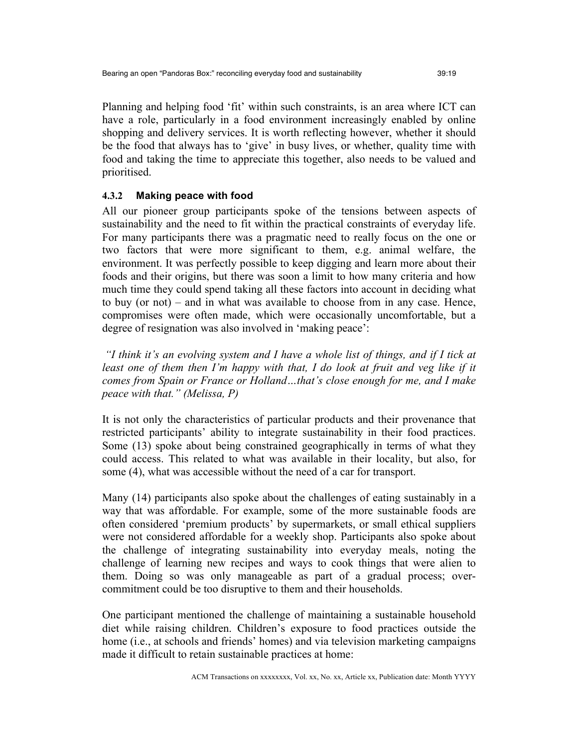Planning and helping food 'fit' within such constraints, is an area where ICT can have a role, particularly in a food environment increasingly enabled by online shopping and delivery services. It is worth reflecting however, whether it should be the food that always has to 'give' in busy lives, or whether, quality time with food and taking the time to appreciate this together, also needs to be valued and prioritised.

#### 4.3.2 Making peace with food

All our pioneer group participants spoke of the tensions between aspects of sustainability and the need to fit within the practical constraints of everyday life. For many participants there was a pragmatic need to really focus on the one or two factors that were more significant to them, e.g. animal welfare, the environment. It was perfectly possible to keep digging and learn more about their foods and their origins, but there was soon a limit to how many criteria and how much time they could spend taking all these factors into account in deciding what to buy (or not) – and in what was available to choose from in any case. Hence, compromises were often made, which were occasionally uncomfortable, but a degree of resignation was also involved in 'making peace':

*"I think it's an evolving system and I have a whole list of things, and if I tick at least one of them then I'm happy with that, I do look at fruit and veg like if it comes from Spain or France or Holland…that's close enough for me, and I make peace with that." (Melissa, P)*

It is not only the characteristics of particular products and their provenance that restricted participants' ability to integrate sustainability in their food practices. Some (13) spoke about being constrained geographically in terms of what they could access. This related to what was available in their locality, but also, for some (4), what was accessible without the need of a car for transport.

Many (14) participants also spoke about the challenges of eating sustainably in a way that was affordable. For example, some of the more sustainable foods are often considered 'premium products' by supermarkets, or small ethical suppliers were not considered affordable for a weekly shop. Participants also spoke about the challenge of integrating sustainability into everyday meals, noting the challenge of learning new recipes and ways to cook things that were alien to them. Doing so was only manageable as part of a gradual process; over-commitment could be too disruptive to them and their households.

One participant mentioned the challenge of maintaining a sustainable household diet while raising children. Children's exposure to food practices outside the home (i.e., at schools and friends' homes) and via television marketing campaigns made it difficult to retain sustainable practices at home: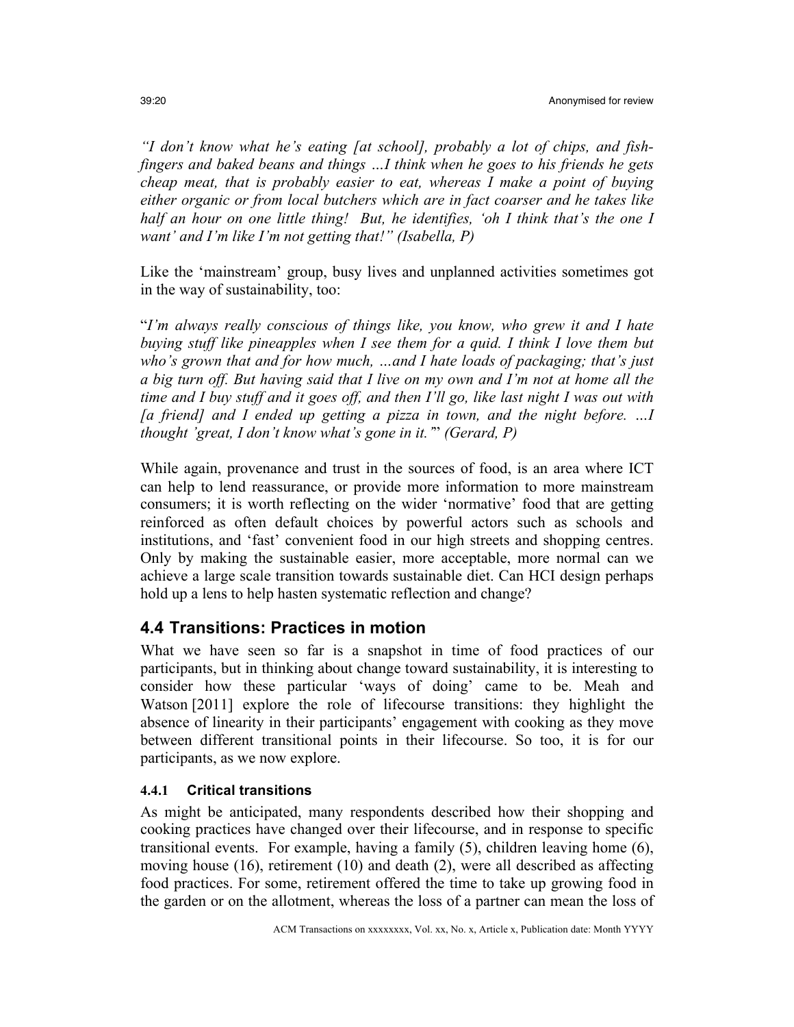*"I don't know what he's eating [at school], probably a lot of chips, and fish-fingers and baked beans and things …I think when he goes to his friends he gets cheap meat, that is probably easier to eat, whereas I make a point of buying either organic or from local butchers which are in fact coarser and he takes like half an hour on one little thing! But, he identifies, 'oh I think that's the one I want' and I'm like I'm not getting that!" (Isabella, P)*

Like the 'mainstream' group, busy lives and unplanned activities sometimes got in the way of sustainability, too:

"*I'm always really conscious of things like, you know, who grew it and I hate buying stuff like pineapples when I see them for a quid. I think I love them but who's grown that and for how much, …and I hate loads of packaging; that's just a big turn off. But having said that I live on my own and I'm not at home all the time and I buy stuff and it goes off, and then I'll go, like last night I was out with [a friend] and I ended up getting a pizza in town, and the night before. …I thought 'great, I don't know what's gone in it.'*" *(Gerard, P)*

While again, provenance and trust in the sources of food, is an area where ICT can help to lend reassurance, or provide more information to more mainstream consumers; it is worth reflecting on the wider 'normative' food that are getting reinforced as often default choices by powerful actors such as schools and institutions, and 'fast' convenient food in our high streets and shopping centres. Only by making the sustainable easier, more acceptable, more normal can we achieve a large scale transition towards sustainable diet. Can HCI design perhaps hold up a lens to help hasten systematic reflection and change?

## 4.4 Transitions: Practices in motion

What we have seen so far is a snapshot in time of food practices of our participants, but in thinking about change toward sustainability, it is interesting to consider how these particular 'ways of doing' came to be. Meah and Watson [2011] explore the role of lifecourse transitions: they highlight the absence of linearity in their participants' engagement with cooking as they move between different transitional points in their lifecourse. So too, it is for our participants, as we now explore.

### 4.4.1 Critical transitions

As might be anticipated, many respondents described how their shopping and cooking practices have changed over their lifecourse, and in response to specific transitional events. For example, having a family (5), children leaving home (6), moving house (16), retirement (10) and death (2), were all described as affecting food practices. For some, retirement offered the time to take up growing food in the garden or on the allotment, whereas the loss of a partner can mean the loss of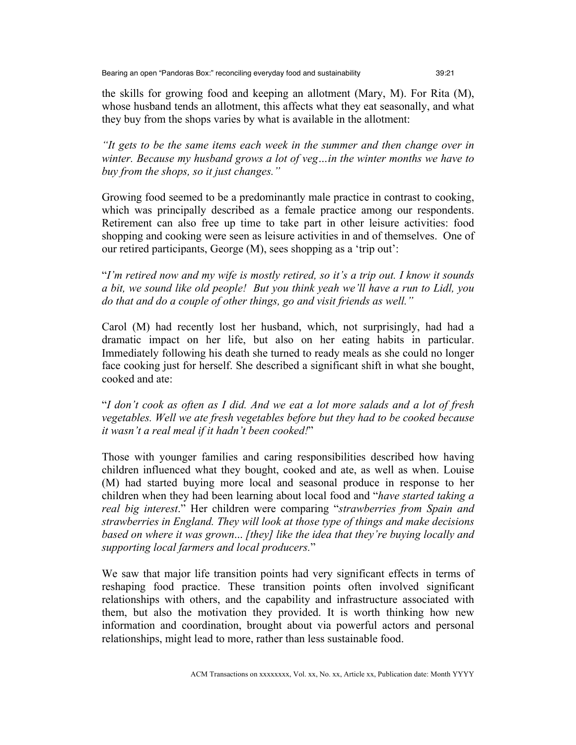the skills for growing food and keeping an allotment (Mary, M). For Rita (M), whose husband tends an allotment, this affects what they eat seasonally, and what they buy from the shops varies by what is available in the allotment:

*"It gets to be the same items each week in the summer and then change over in winter. Because my husband grows a lot of veg…in the winter months we have to buy from the shops, so it just changes."*

Growing food seemed to be a predominantly male practice in contrast to cooking, which was principally described as a female practice among our respondents. Retirement can also free up time to take part in other leisure activities: food shopping and cooking were seen as leisure activities in and of themselves. One of our retired participants, George (M), sees shopping as a 'trip out':

"*I'm retired now and my wife is mostly retired, so it's a trip out. I know it sounds a bit, we sound like old people! But you think yeah we'll have a run to Lidl, you do that and do a couple of other things, go and visit friends as well."*

Carol (M) had recently lost her husband, which, not surprisingly, had had a dramatic impact on her life, but also on her eating habits in particular. Immediately following his death she turned to ready meals as she could no longer face cooking just for herself. She described a significant shift in what she bought, cooked and ate:

"*I don't cook as often as I did. And we eat a lot more salads and a lot of fresh vegetables. Well we ate fresh vegetables before but they had to be cooked because it wasn't a real meal if it hadn't been cooked!*"

Those with younger families and caring responsibilities described how having children influenced what they bought, cooked and ate, as well as when. Louise (M) had started buying more local and seasonal produce in response to her children when they had been learning about local food and "*have started taking a real big interest*." Her children were comparing "*strawberries from Spain and strawberries in England. They will look at those type of things and make decisions based on where it was grown... [they] like the idea that they're buying locally and supporting local farmers and local producers*."

We saw that major life transition points had very significant effects in terms of reshaping food practice. These transition points often involved significant relationships with others, and the capability and infrastructure associated with them, but also the motivation they provided. It is worth thinking how new information and coordination, brought about via powerful actors and personal relationships, might lead to more, rather than less sustainable food.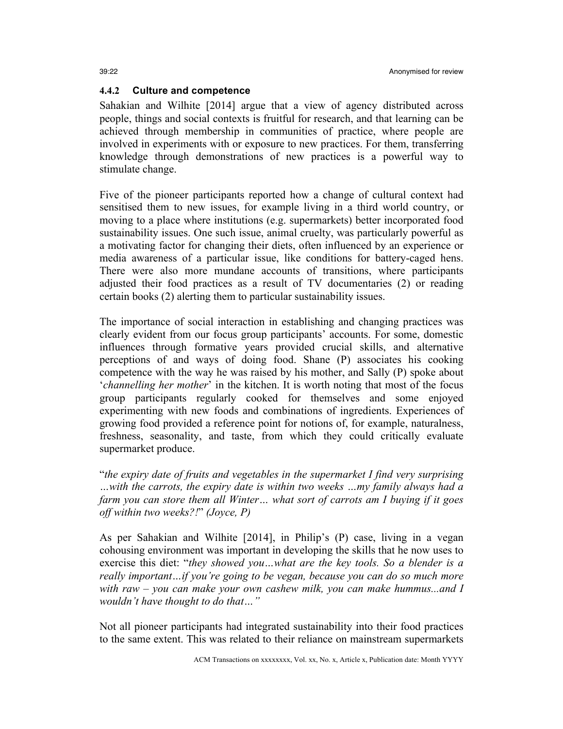#### 4.4.2 Culture and competence

Sahakian and Wilhite [2014] argue that a view of agency distributed across people, things and social contexts is fruitful for research, and that learning can be achieved through membership in communities of practice, where people are involved in experiments with or exposure to new practices. For them, transferring knowledge through demonstrations of new practices is a powerful way to stimulate change.

Five of the pioneer participants reported how a change of cultural context had sensitised them to new issues, for example living in a third world country, or moving to a place where institutions (e.g. supermarkets) better incorporated food sustainability issues. One such issue, animal cruelty, was particularly powerful as a motivating factor for changing their diets, often influenced by an experience or media awareness of a particular issue, like conditions for battery-caged hens. There were also more mundane accounts of transitions, where participants adjusted their food practices as a result of TV documentaries (2) or reading certain books (2) alerting them to particular sustainability issues.

The importance of social interaction in establishing and changing practices was clearly evident from our focus group participants' accounts. For some, domestic influences through formative years provided crucial skills, and alternative perceptions of and ways of doing food. Shane (P) associates his cooking competence with the way he was raised by his mother, and Sally (P) spoke about '*channelling her mother*' in the kitchen. It is worth noting that most of the focus group participants regularly cooked for themselves and some enjoyed experimenting with new foods and combinations of ingredients. Experiences of growing food provided a reference point for notions of, for example, naturalness, freshness, seasonality, and taste, from which they could critically evaluate supermarket produce.

"*the expiry date of fruits and vegetables in the supermarket I find very surprising …with the carrots, the expiry date is within two weeks …my family always had a farm you can store them all Winter… what sort of carrots am I buying if it goes off within two weeks?!*" *(Joyce, P)*

As per Sahakian and Wilhite [2014], in Philip's (P) case, living in a vegan cohousing environment was important in developing the skills that he now uses to exercise this diet: "*they showed you…what are the key tools. So a blender is a really important…if you're going to be vegan, because you can do so much more with raw – you can make your own cashew milk, you can make hummus...and I wouldn't have thought to do that…"*

Not all pioneer participants had integrated sustainability into their food practices to the same extent. This was related to their reliance on mainstream supermarkets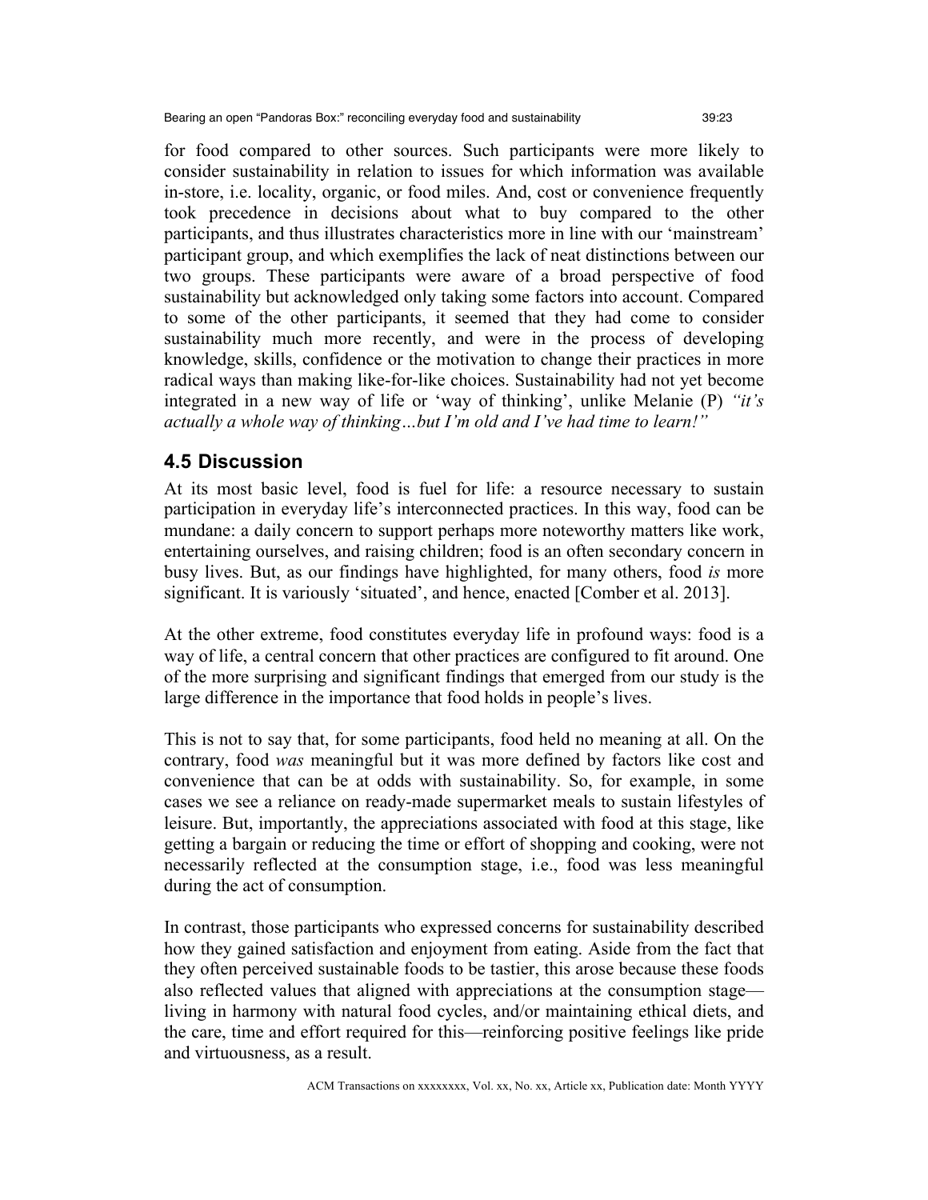for food compared to other sources. Such participants were more likely to consider sustainability in relation to issues for which information was available in-store, i.e. locality, organic, or food miles. And, cost or convenience frequently took precedence in decisions about what to buy compared to the other participants, and thus illustrates characteristics more in line with our 'mainstream' participant group, and which exemplifies the lack of neat distinctions between our two groups. These participants were aware of a broad perspective of food sustainability but acknowledged only taking some factors into account. Compared to some of the other participants, it seemed that they had come to consider sustainability much more recently, and were in the process of developing knowledge, skills, confidence or the motivation to change their practices in more radical ways than making like-for-like choices. Sustainability had not yet become integrated in a new way of life or 'way of thinking', unlike Melanie (P) *"it's actually a whole way of thinking…but I'm old and I've had time to learn!"*

## 4.5 Discussion

At its most basic level, food is fuel for life: a resource necessary to sustain participation in everyday life's interconnected practices. In this way, food can be mundane: a daily concern to support perhaps more noteworthy matters like work, entertaining ourselves, and raising children; food is an often secondary concern in busy lives. But, as our findings have highlighted, for many others, food *is* more significant. It is variously 'situated', and hence, enacted [Comber et al. 2013].

At the other extreme, food constitutes everyday life in profound ways: food is a way of life, a central concern that other practices are configured to fit around. One of the more surprising and significant findings that emerged from our study is the large difference in the importance that food holds in people's lives.

This is not to say that, for some participants, food held no meaning at all. On the contrary, food *was* meaningful but it was more defined by factors like cost and convenience that can be at odds with sustainability. So, for example, in some cases we see a reliance on ready-made supermarket meals to sustain lifestyles of leisure. But, importantly, the appreciations associated with food at this stage, like getting a bargain or reducing the time or effort of shopping and cooking, were not necessarily reflected at the consumption stage, i.e., food was less meaningful during the act of consumption.

In contrast, those participants who expressed concerns for sustainability described how they gained satisfaction and enjoyment from eating. Aside from the fact that they often perceived sustainable foods to be tastier, this arose because these foods also reflected values that aligned with appreciations at the consumption stage—living in harmony with natural food cycles, and/or maintaining ethical diets, and the care, time and effort required for this—reinforcing positive feelings like pride and virtuousness, as a result.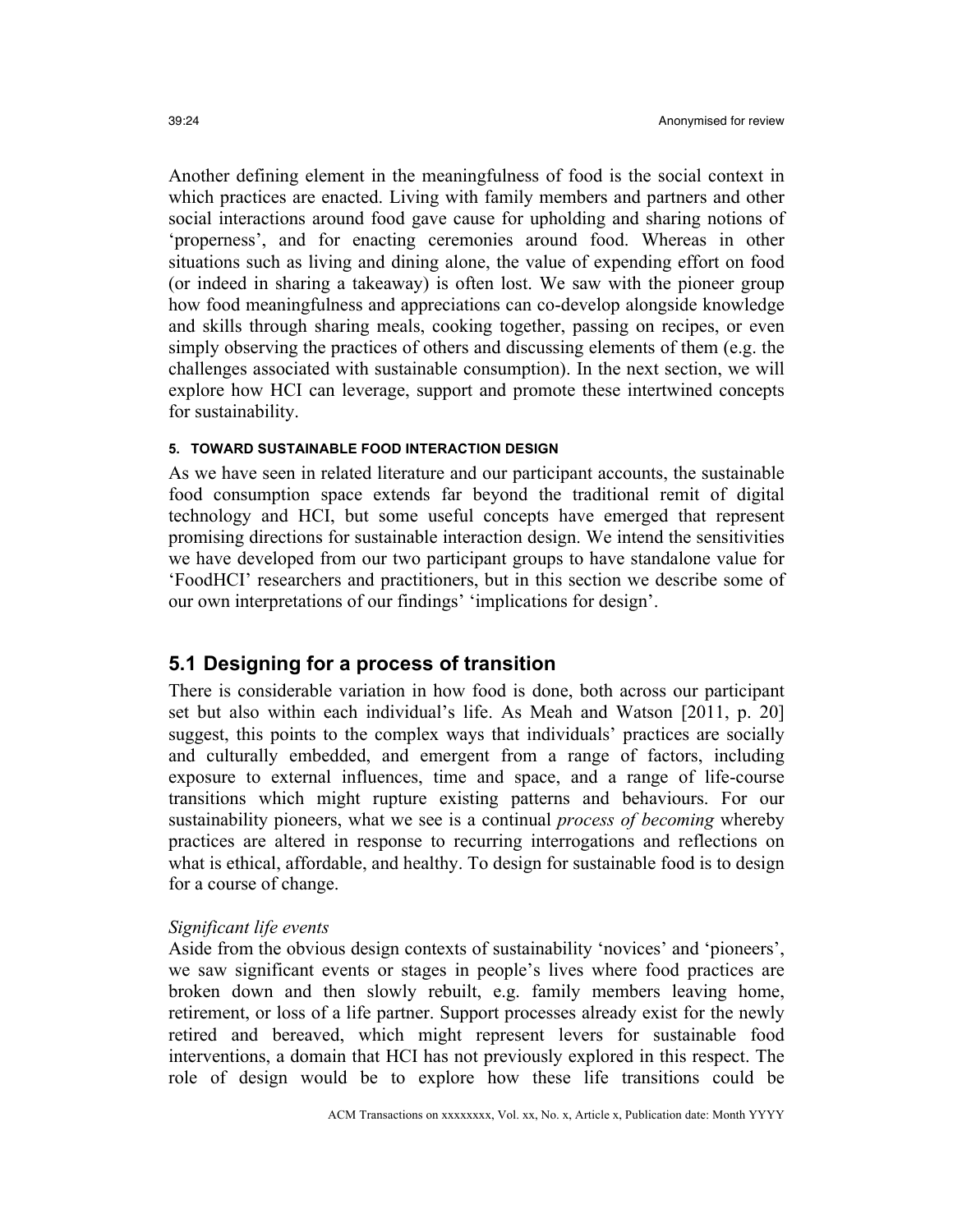Another defining element in the meaningfulness of food is the social context in which practices are enacted. Living with family members and partners and other social interactions around food gave cause for upholding and sharing notions of 'properness', and for enacting ceremonies around food. Whereas in other situations such as living and dining alone, the value of expending effort on food (or indeed in sharing a takeaway) is often lost. We saw with the pioneer group how food meaningfulness and appreciations can co-develop alongside knowledge and skills through sharing meals, cooking together, passing on recipes, or even simply observing the practices of others and discussing elements of them (e.g. the challenges associated with sustainable consumption). In the next section, we will explore how HCI can leverage, support and promote these intertwined concepts for sustainability.

## 5. TOWARD SUSTAINABLE FOOD INTERACTION DESIGN

As we have seen in related literature and our participant accounts, the sustainable food consumption space extends far beyond the traditional remit of digital technology and HCI, but some useful concepts have emerged that represent promising directions for sustainable interaction design. We intend the sensitivities we have developed from our two participant groups to have standalone value for 'FoodHCI' researchers and practitioners, but in this section we describe some of our own interpretations of our findings' 'implications for design'.

### 5.1 Designing for a process of transition

There is considerable variation in how food is done, both across our participant set but also within each individual's life. As Meah and Watson [2011, p. 20] suggest, this points to the complex ways that individuals' practices are socially and culturally embedded, and emergent from a range of factors, including exposure to external influences, time and space, and a range of life-course transitions which might rupture existing patterns and behaviours. For our sustainability pioneers, what we see is a continual *process of becoming* whereby practices are altered in response to recurring interrogations and reflections on what is ethical, affordable, and healthy. To design for sustainable food is to design for a course of change.

*Significant life events*

Aside from the obvious design contexts of sustainability 'novices' and 'pioneers', we saw significant events or stages in people's lives where food practices are broken down and then slowly rebuilt, e.g. family members leaving home, retirement, or loss of a life partner. Support processes already exist for the newly retired and bereaved, which might represent levers for sustainable food interventions, a domain that HCI has not previously explored in this respect. The role of design would be to explore how these life transitions could be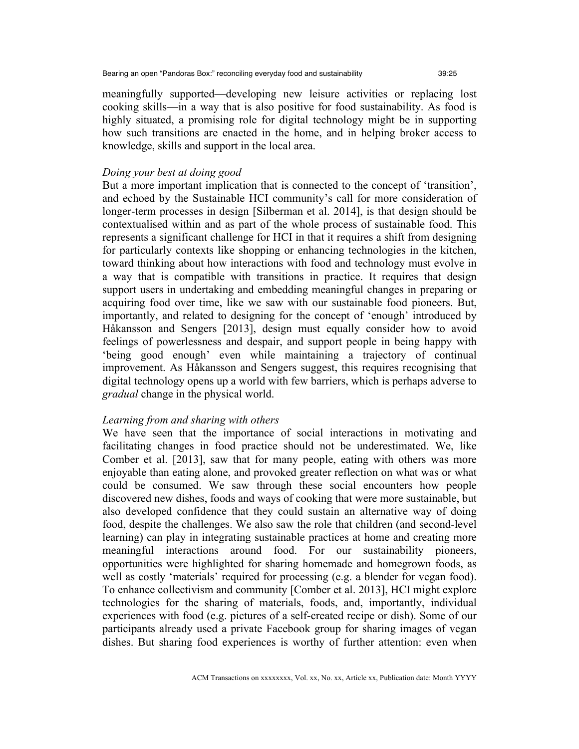meaningfully supported—developing new leisure activities or replacing lost cooking skills—in a way that is also positive for food sustainability. As food is highly situated, a promising role for digital technology might be in supporting how such transitions are enacted in the home, and in helping broker access to knowledge, skills and support in the local area.

*Doing your best at doing good*

But a more important implication that is connected to the concept of 'transition', and echoed by the Sustainable HCI community's call for more consideration of longer-term processes in design [Silberman et al. 2014], is that design should be contextualised within and as part of the whole process of sustainable food. This represents a significant challenge for HCI in that it requires a shift from designing for particularly contexts like shopping or enhancing technologies in the kitchen, toward thinking about how interactions with food and technology must evolve in a way that is compatible with transitions in practice. It requires that design support users in undertaking and embedding meaningful changes in preparing or acquiring food over time, like we saw with our sustainable food pioneers. But, importantly, and related to designing for the concept of 'enough' introduced by Håkansson and Sengers [2013], design must equally consider how to avoid feelings of powerlessness and despair, and support people in being happy with 'being good enough' even while maintaining a trajectory of continual improvement. As Håkansson and Sengers suggest, this requires recognising that digital technology opens up a world with few barriers, which is perhaps adverse to *gradual* change in the physical world.

*Learning from and sharing with others*

We have seen that the importance of social interactions in motivating and facilitating changes in food practice should not be underestimated. We, like Comber et al. [2013], saw that for many people, eating with others was more enjoyable than eating alone, and provoked greater reflection on what was or what could be consumed. We saw through these social encounters how people discovered new dishes, foods and ways of cooking that were more sustainable, but also developed confidence that they could sustain an alternative way of doing food, despite the challenges. We also saw the role that children (and second-level learning) can play in integrating sustainable practices at home and creating more meaningful interactions around food. For our sustainability pioneers, opportunities were highlighted for sharing homemade and homegrown foods, as well as costly 'materials' required for processing (e.g. a blender for vegan food). To enhance collectivism and community [Comber et al. 2013], HCI might explore technologies for the sharing of materials, foods, and, importantly, individual experiences with food (e.g. pictures of a self-created recipe or dish). Some of our participants already used a private Facebook group for sharing images of vegan dishes. But sharing food experiences is worthy of further attention: even when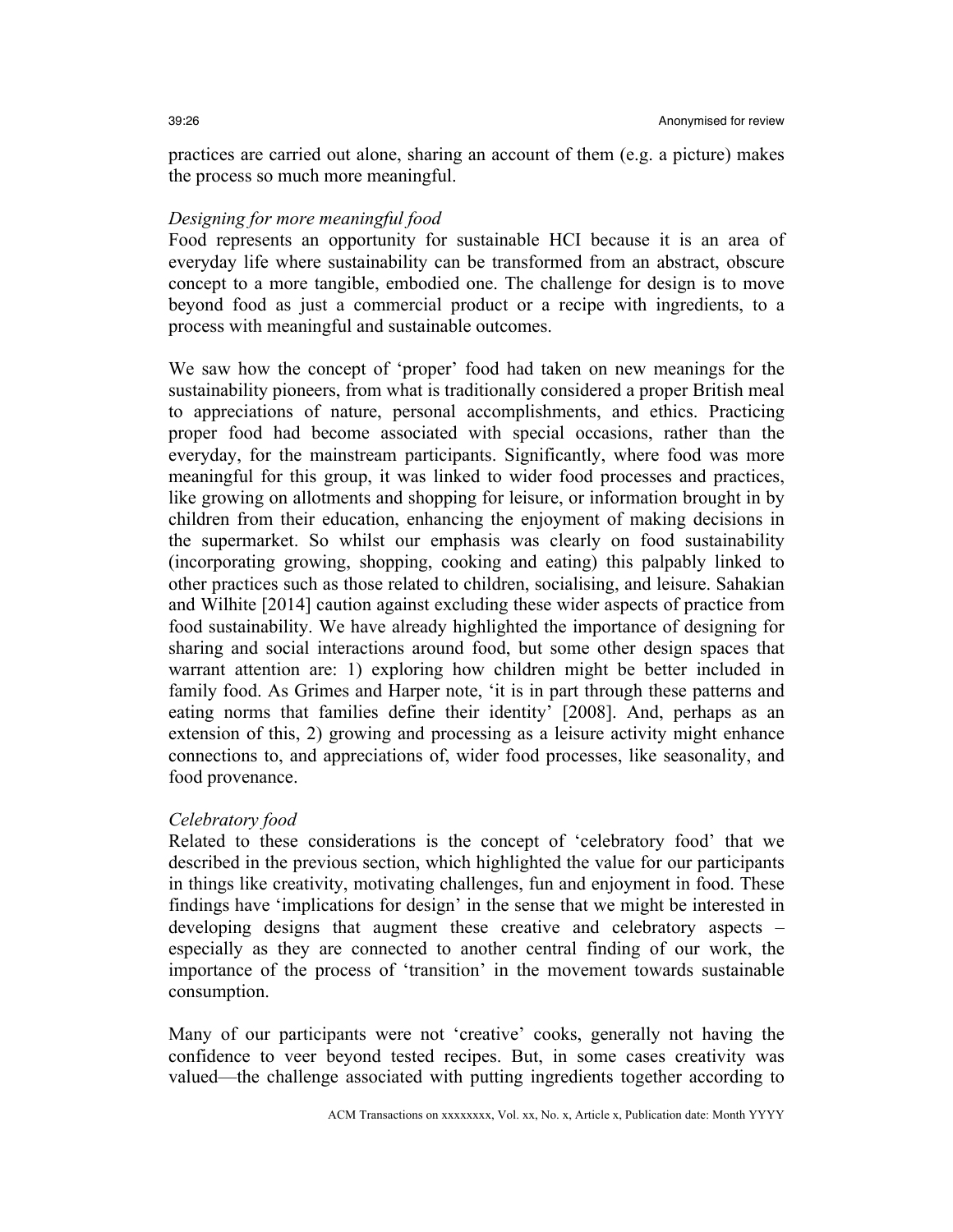practices are carried out alone, sharing an account of them (e.g. a picture) makes the process so much more meaningful.

*Designing for more meaningful food*

Food represents an opportunity for sustainable HCI because it is an area of everyday life where sustainability can be transformed from an abstract, obscure concept to a more tangible, embodied one. The challenge for design is to move beyond food as just a commercial product or a recipe with ingredients, to a process with meaningful and sustainable outcomes.

We saw how the concept of 'proper' food had taken on new meanings for the sustainability pioneers, from what is traditionally considered a proper British meal to appreciations of nature, personal accomplishments, and ethics. Practicing proper food had become associated with special occasions, rather than the everyday, for the mainstream participants. Significantly, where food was more meaningful for this group, it was linked to wider food processes and practices, like growing on allotments and shopping for leisure, or information brought in by children from their education, enhancing the enjoyment of making decisions in the supermarket. So whilst our emphasis was clearly on food sustainability (incorporating growing, shopping, cooking and eating) this palpably linked to other practices such as those related to children, socialising, and leisure. Sahakian and Wilhite [2014] caution against excluding these wider aspects of practice from food sustainability. We have already highlighted the importance of designing for sharing and social interactions around food, but some other design spaces that warrant attention are: 1) exploring how children might be better included in family food. As Grimes and Harper note, 'it is in part through these patterns and eating norms that families define their identity' [2008]. And, perhaps as an extension of this, 2) growing and processing as a leisure activity might enhance connections to, and appreciations of, wider food processes, like seasonality, and food provenance.

*Celebratory food*

Related to these considerations is the concept of 'celebratory food' that we described in the previous section, which highlighted the value for our participants in things like creativity, motivating challenges, fun and enjoyment in food. These findings have 'implications for design' in the sense that we might be interested in developing designs that augment these creative and celebratory aspects – especially as they are connected to another central finding of our work, the importance of the process of 'transition' in the movement towards sustainable consumption.

Many of our participants were not 'creative' cooks, generally not having the confidence to veer beyond tested recipes. But, in some cases creativity was valued—the challenge associated with putting ingredients together according to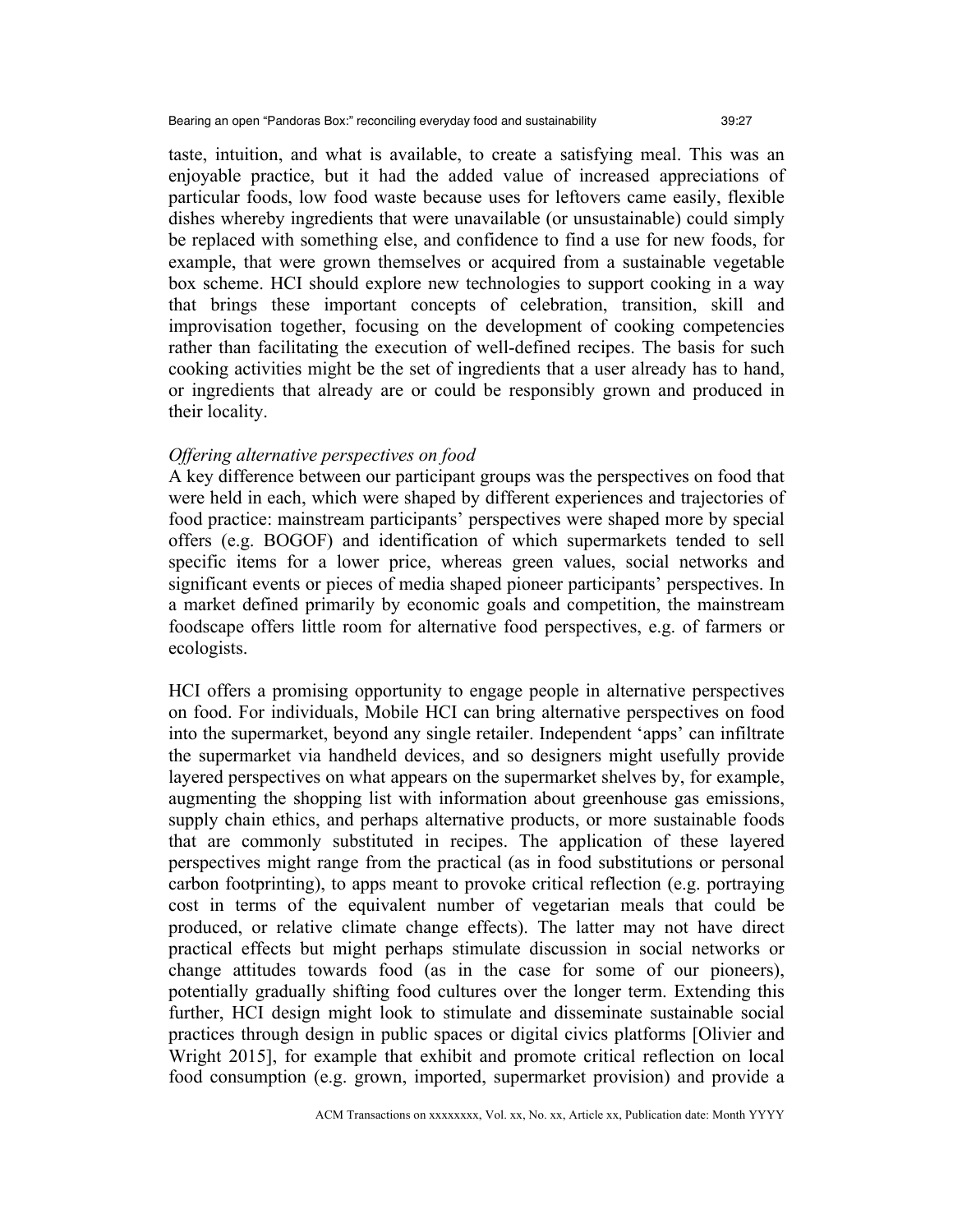taste, intuition, and what is available, to create a satisfying meal. This was an enjoyable practice, but it had the added value of increased appreciations of particular foods, low food waste because uses for leftovers came easily, flexible dishes whereby ingredients that were unavailable (or unsustainable) could simply be replaced with something else, and confidence to find a use for new foods, for example, that were grown themselves or acquired from a sustainable vegetable box scheme. HCI should explore new technologies to support cooking in a way that brings these important concepts of celebration, transition, skill and improvisation together, focusing on the development of cooking competencies rather than facilitating the execution of well-defined recipes. The basis for such cooking activities might be the set of ingredients that a user already has to hand, or ingredients that already are or could be responsibly grown and produced in their locality.

*Offering alternative perspectives on food*

A key difference between our participant groups was the perspectives on food that were held in each, which were shaped by different experiences and trajectories of food practice: mainstream participants' perspectives were shaped more by special offers (e.g. BOGOF) and identification of which supermarkets tended to sell specific items for a lower price, whereas green values, social networks and significant events or pieces of media shaped pioneer participants' perspectives. In a market defined primarily by economic goals and competition, the mainstream foodscape offers little room for alternative food perspectives, e.g. of farmers or ecologists.

HCI offers a promising opportunity to engage people in alternative perspectives on food. For individuals, Mobile HCI can bring alternative perspectives on food into the supermarket, beyond any single retailer. Independent 'apps' can infiltrate the supermarket via handheld devices, and so designers might usefully provide layered perspectives on what appears on the supermarket shelves by, for example, augmenting the shopping list with information about greenhouse gas emissions, supply chain ethics, and perhaps alternative products, or more sustainable foods that are commonly substituted in recipes. The application of these layered perspectives might range from the practical (as in food substitutions or personal carbon footprinting), to apps meant to provoke critical reflection (e.g. portraying cost in terms of the equivalent number of vegetarian meals that could be produced, or relative climate change effects). The latter may not have direct practical effects but might perhaps stimulate discussion in social networks or change attitudes towards food (as in the case for some of our pioneers), potentially gradually shifting food cultures over the longer term. Extending this further, HCI design might look to stimulate and disseminate sustainable social practices through design in public spaces or digital civics platforms [Olivier and Wright 2015], for example that exhibit and promote critical reflection on local food consumption (e.g. grown, imported, supermarket provision) and provide a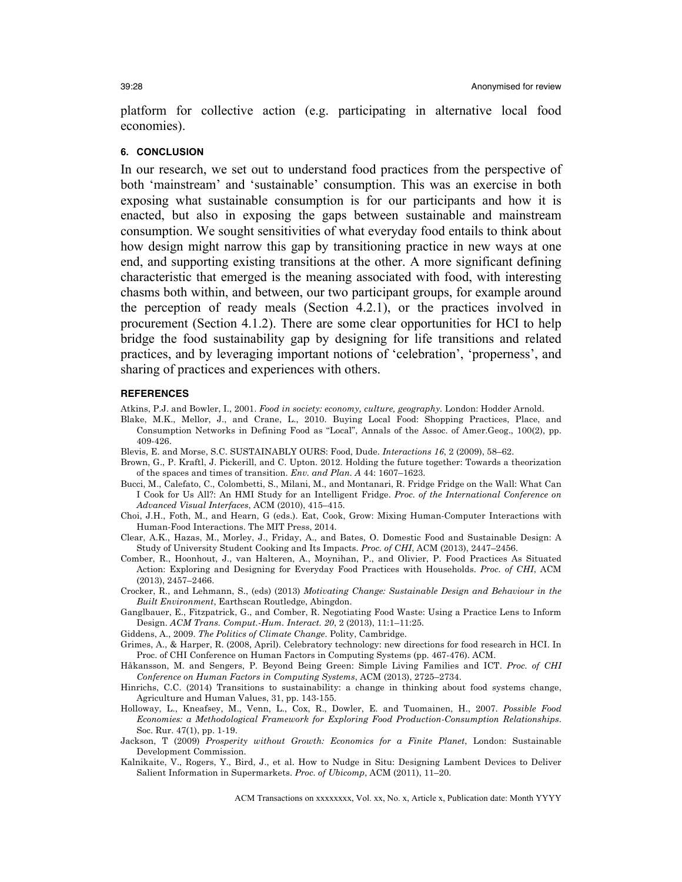platform for collective action (e.g. participating in alternative local food economies).

## 6. CONCLUSION

In our research, we set out to understand food practices from the perspective of both 'mainstream' and 'sustainable' consumption. This was an exercise in both exposing what sustainable consumption is for our participants and how it is enacted, but also in exposing the gaps between sustainable and mainstream consumption. We sought sensitivities of what everyday food entails to think about how design might narrow this gap by transitioning practice in new ways at one end, and supporting existing transitions at the other. A more significant defining characteristic that emerged is the meaning associated with food, with interesting chasms both within, and between, our two participant groups, for example around the perception of ready meals (Section 4.2.1), or the practices involved in procurement (Section 4.1.2). There are some clear opportunities for HCI to help bridge the food sustainability gap by designing for life transitions and related practices, and by leveraging important notions of 'celebration', 'properness', and sharing of practices and experiences with others.

## REFERENCES

Atkins, P.J. and Bowler, I., 2001. *Food in society: economy, culture, geography*. London: Hodder Arnold.

Blake, M.K., Mellor, J., and Crane, L., 2010. Buying Local Food: Shopping Practices, Place, and Consumption Networks in Defining Food as "Local", Annals of the Assoc. of Amer.Geog., 100(2), pp. 409-426.

Blevis, E. and Morse, S.C. SUSTAINABLY OURS: Food, Dude. *Interactions 16*, 2 (2009), 58–62.

Brown, G., P. Kraftl, J. Pickerill, and C. Upton. 2012. Holding the future together: Towards a theorization of the spaces and times of transition. *Env. and Plan. A* 44: 1607–1623.

Bucci, M., Calefato, C., Colombetti, S., Milani, M., and Montanari, R. Fridge Fridge on the Wall: What Can I Cook for Us All?: An HMI Study for an Intelligent Fridge. *Proc. of the International Conference on Advanced Visual Interfaces*, ACM (2010), 415–415.

Choi, J.H., Foth, M., and Hearn, G (eds.). Eat, Cook, Grow: Mixing Human-Computer Interactions with Human-Food Interactions. The MIT Press, 2014.

Clear, A.K., Hazas, M., Morley, J., Friday, A., and Bates, O. Domestic Food and Sustainable Design: A Study of University Student Cooking and Its Impacts. *Proc. of CHI*, ACM (2013), 2447–2456.

Comber, R., Hoonhout, J., van Halteren, A., Moynihan, P., and Olivier, P. Food Practices As Situated Action: Exploring and Designing for Everyday Food Practices with Households. *Proc. of CHI*, ACM (2013), 2457–2466.

Crocker, R., and Lehmann, S., (eds) (2013) *Motivating Change: Sustainable Design and Behaviour in the Built Environment*, Earthscan Routledge, Abingdon.

Ganglbauer, E., Fitzpatrick, G., and Comber, R. Negotiating Food Waste: Using a Practice Lens to Inform Design. *ACM Trans. Comput.-Hum. Interact. 20*, 2 (2013), 11:1–11:25.

Giddens, A., 2009. *The Politics of Climate Change*. Polity, Cambridge.

Grimes, A., & Harper, R. (2008, April). Celebratory technology: new directions for food research in HCI. In Proc. of CHI Conference on Human Factors in Computing Systems (pp. 467-476). ACM.

Håkansson, M. and Sengers, P. Beyond Being Green: Simple Living Families and ICT. *Proc. of CHI Conference on Human Factors in Computing Systems*, ACM (2013), 2725–2734.

Hinrichs, C.C. (2014) Transitions to sustainability: a change in thinking about food systems change, Agriculture and Human Values, 31, pp. 143-155.

Holloway, L., Kneafsey, M., Venn, L., Cox, R., Dowler, E. and Tuomainen, H., 2007. *Possible Food Economies: a Methodological Framework for Exploring Food Production-Consumption Relationships*. Soc. Rur. 47(1), pp. 1-19.

Jackson, T (2009) *Prosperity without Growth: Economics for a Finite Planet*, London: Sustainable Development Commission.

Kalnikaite, V., Rogers, Y., Bird, J., et al. How to Nudge in Situ: Designing Lambent Devices to Deliver Salient Information in Supermarkets. *Proc. of Ubicomp*, ACM (2011), 11–20.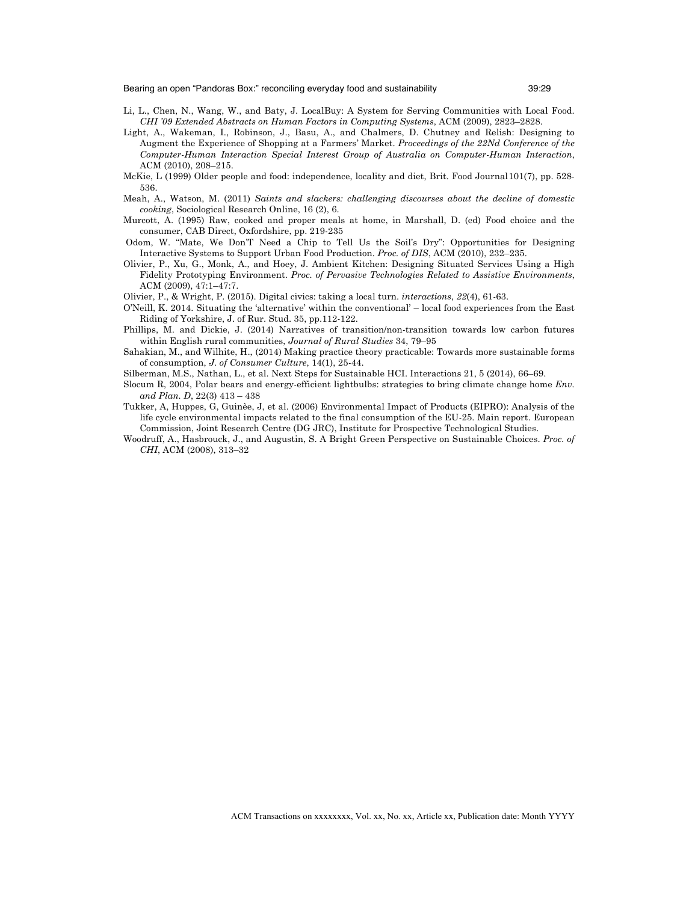Li, L., Chen, N., Wang, W., and Baty, J. LocalBuy: A System for Serving Communities with Local Food. *CHI '09 Extended Abstracts on Human Factors in Computing Systems*, ACM (2009), 2823–2828.

Light, A., Wakeman, I., Robinson, J., Basu, A., and Chalmers, D. Chutney and Relish: Designing to Augment the Experience of Shopping at a Farmers' Market. *Proceedings of the 22Nd Conference of the Computer-Human Interaction Special Interest Group of Australia on Computer-Human Interaction*, ACM (2010), 208–215.

McKie, L (1999) Older people and food: independence, locality and diet, Brit. Food Journal101(7), pp. 528-536.

Meah, A., Watson, M. (2011) *Saints and slackers: challenging discourses about the decline of domestic cooking*, Sociological Research Online, 16 (2), 6.

Murcott, A. (1995) Raw, cooked and proper meals at home, in Marshall, D. (ed) Food choice and the consumer, CAB Direct, Oxfordshire, pp. 219-235

Odom, W. "Mate, We Don'T Need a Chip to Tell Us the Soil's Dry": Opportunities for Designing Interactive Systems to Support Urban Food Production. *Proc. of DIS*, ACM (2010), 232–235.

Olivier, P., Xu, G., Monk, A., and Hoey, J. Ambient Kitchen: Designing Situated Services Using a High Fidelity Prototyping Environment. *Proc. of Pervasive Technologies Related to Assistive Environments*, ACM (2009), 47:1–47:7.

Olivier, P., & Wright, P. (2015). Digital civics: taking a local turn. *interactions*, *22*(4), 61-63.

O'Neill, K. 2014. Situating the 'alternative' within the conventional' – local food experiences from the East Riding of Yorkshire, J. of Rur. Stud. 35, pp.112-122.

Phillips, M. and Dickie, J. (2014) Narratives of transition/non-transition towards low carbon futures within English rural communities, *Journal of Rural Studies* 34, 79–95

Sahakian, M., and Wilhite, H., (2014) Making practice theory practicable: Towards more sustainable forms of consumption, *J. of Consumer Culture*, 14(1), 25-44.

Silberman, M.S., Nathan, L., et al. Next Steps for Sustainable HCI. Interactions 21, 5 (2014), 66–69.

Slocum R, 2004, Polar bears and energy-efficient lightbulbs: strategies to bring climate change home *Env. and Plan. D*, 22(3) 413 – 438

Tukker, A, Huppes, G, Guinèe, J, et al. (2006) Environmental Impact of Products (EIPRO): Analysis of the life cycle environmental impacts related to the final consumption of the EU-25. Main report. European Commission, Joint Research Centre (DG JRC), Institute for Prospective Technological Studies.

Woodruff, A., Hasbrouck, J., and Augustin, S. A Bright Green Perspective on Sustainable Choices. *Proc. of CHI*, ACM (2008), 313–32